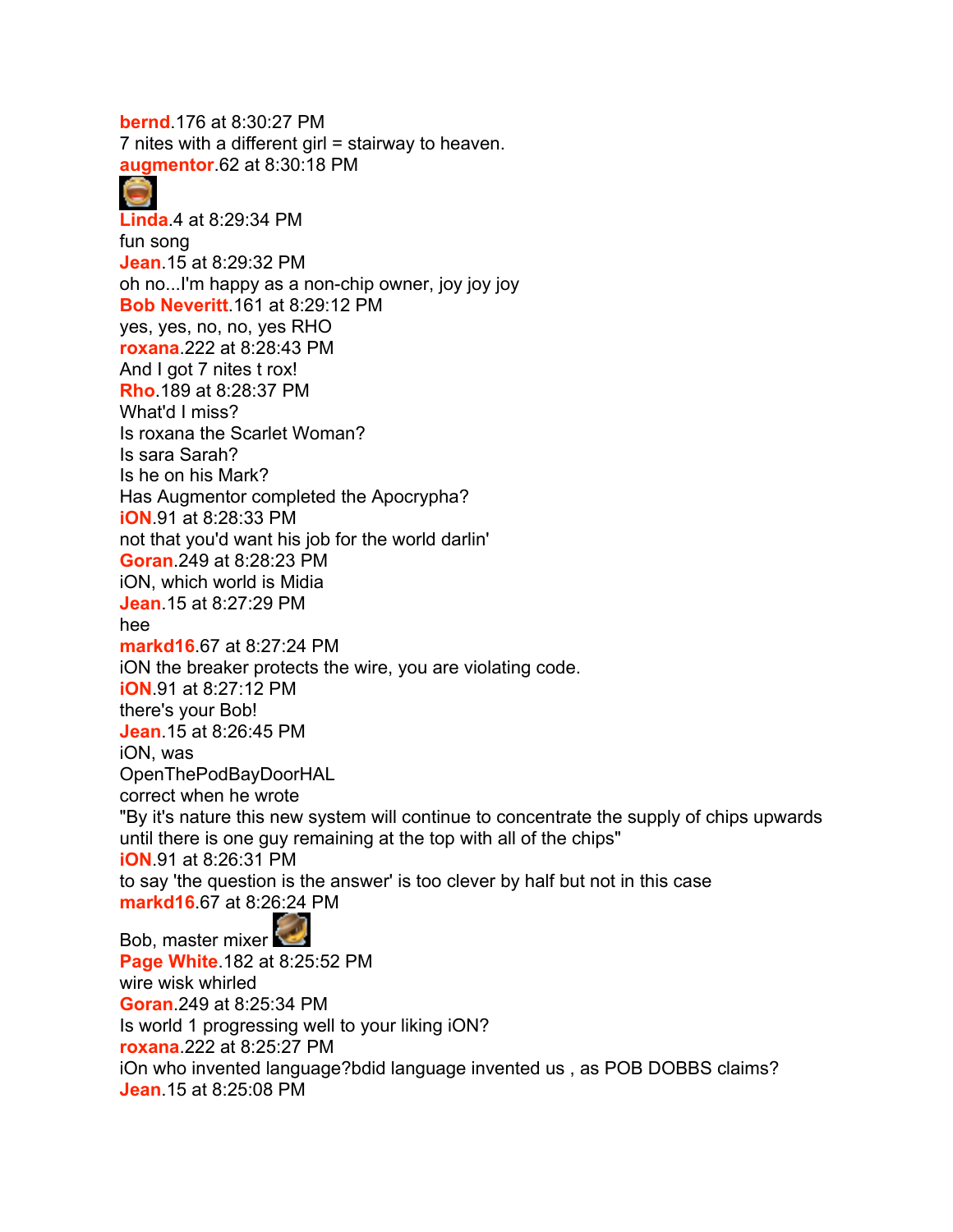**bernd**.176 at 8:30:27 PM
7 nites with a different girl = stairway to heaven.

**augmentor**.62 at 8:30:18 PM

**Linda**.4 at 8:29:34 PM
fun song

**Jean**.15 at 8:29:32 PM
oh no...I'm happy as a non-chip owner, joy joy joy

**Bob Neveritt**.161 at 8:29:12 PM
yes, yes, no, no, yes RHO

**roxana**.222 at 8:28:43 PM
And I got 7 nites t rox!

**Rho**.189 at 8:28:37 PM
What'd I miss?
Is roxana the Scarlet Woman?
Is sara Sarah?
Is he on his Mark?
Has Augmentor completed the Apocrypha?

**iON**.91 at 8:28:33 PM
not that you'd want his job for the world darlin'

**Goran**.249 at 8:28:23 PM
iON, which world is Midia

**Jean**.15 at 8:27:29 PM
hee

**markd16**.67 at 8:27:24 PM
iON the breaker protects the wire, you are violating code.

**iON**.91 at 8:27:12 PM
there's your Bob!

**Jean**.15 at 8:26:45 PM
iON, was
OpenThePodBayDoorHAL
correct when he wrote
"By it's nature this new system will continue to concentrate the supply of chips upwards until there is one guy remaining at the top with all of the chips"

**iON**.91 at 8:26:31 PM
to say 'the question is the answer' is too clever by half but not in this case

**markd16**.67 at 8:26:24 PM
Bob, master mixer

**Page White**.182 at 8:25:52 PM
wire wisk whirled

**Goran**.249 at 8:25:34 PM
Is world 1 progressing well to your liking iON?

**roxana**.222 at 8:25:27 PM
iOn who invented language?bdid language invented us , as POB DOBBS claims?

**Jean**.15 at 8:25:08 PM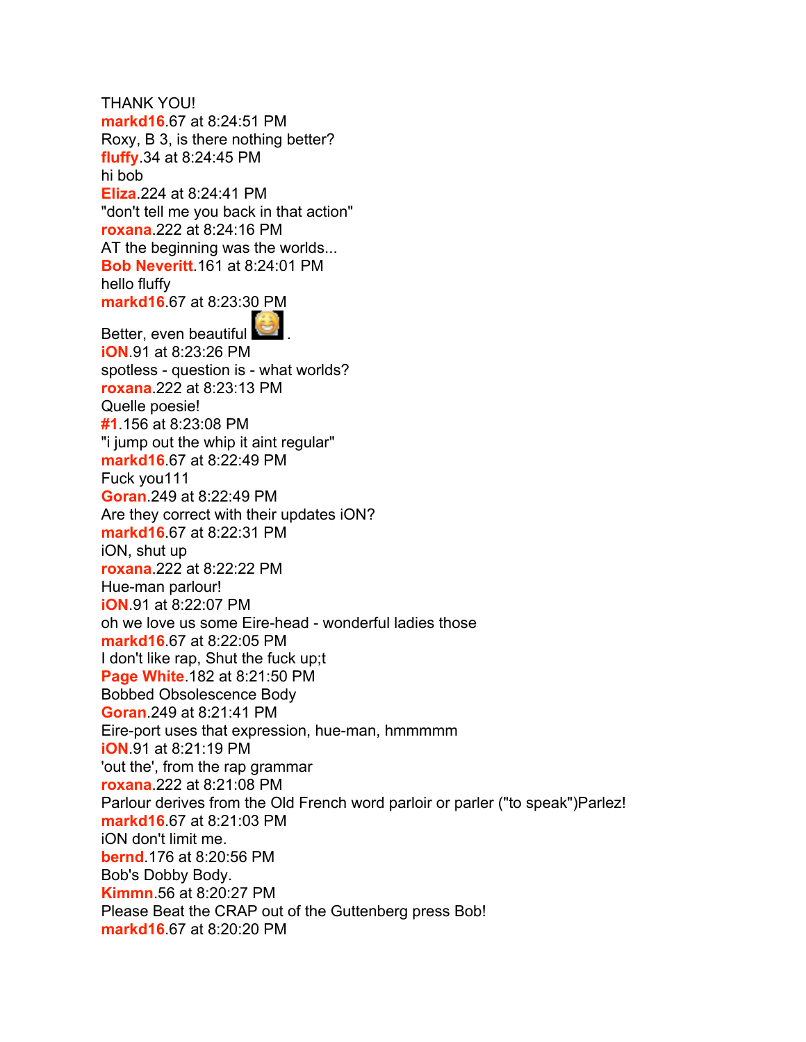THANK YOU!
**markd16**.67 at 8:24:51 PM
Roxy, B 3, is there nothing better?
**fluffy**.34 at 8:24:45 PM
hi bob
**Eliza**.224 at 8:24:41 PM
"don't tell me you back in that action"
**roxana**.222 at 8:24:16 PM
AT the beginning was the worlds...
**Bob Neveritt**.161 at 8:24:01 PM
hello fluffy
**markd16**.67 at 8:23:30 PM
Better, even beautiful .
**iON**.91 at 8:23:26 PM
spotless - question is - what worlds?
**roxana**.222 at 8:23:13 PM
Quelle poesie!
**#1**.156 at 8:23:08 PM
"i jump out the whip it aint regular"
**markd16**.67 at 8:22:49 PM
Fuck you111
**Goran**.249 at 8:22:49 PM
Are they correct with their updates iON?
**markd16**.67 at 8:22:31 PM
iON, shut up
**roxana**.222 at 8:22:22 PM
Hue-man parlour!
**iON**.91 at 8:22:07 PM
oh we love us some Eire-head - wonderful ladies those
**markd16**.67 at 8:22:05 PM
I don't like rap, Shut the fuck up;t
**Page White**.182 at 8:21:50 PM
Bobbed Obsolescence Body
**Goran**.249 at 8:21:41 PM
Eire-port uses that expression, hue-man, hmmmmm
**iON**.91 at 8:21:19 PM
'out the', from the rap grammar
**roxana**.222 at 8:21:08 PM
Parlour derives from the Old French word parloir or parler ("to speak")Parlez!
**markd16**.67 at 8:21:03 PM
iON don't limit me.
**bernd**.176 at 8:20:56 PM
Bob's Dobby Body.
**Kimmn**.56 at 8:20:27 PM
Please Beat the CRAP out of the Guttenberg press Bob!
**markd16**.67 at 8:20:20 PM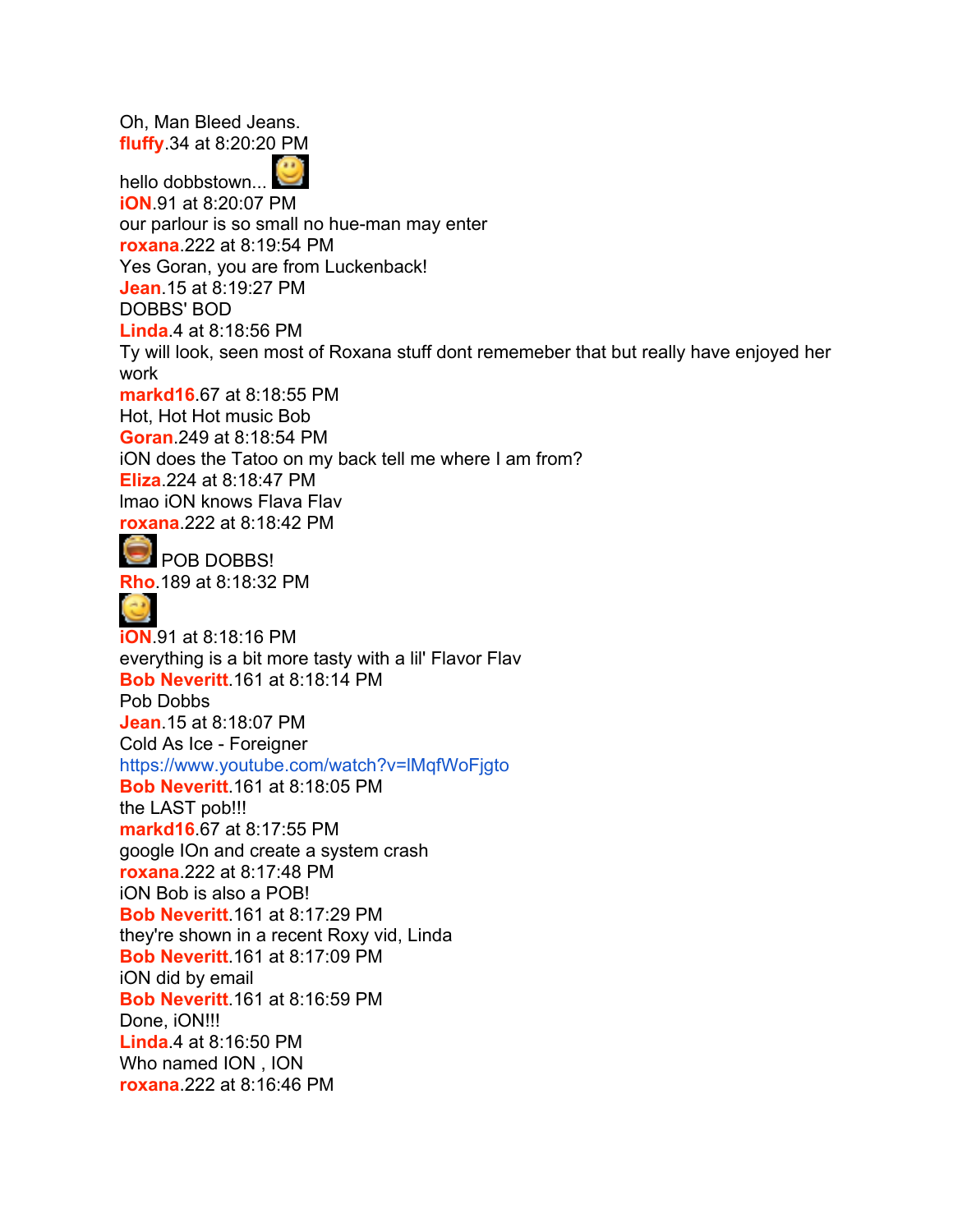Oh, Man Bleed Jeans.

**fluffy**.34 at 8:20:20 PM

hello dobbstown...

**iON**.91 at 8:20:07 PM

our parlour is so small no hue-man may enter

**roxana**.222 at 8:19:54 PM

Yes Goran, you are from Luckenback!

**Jean**.15 at 8:19:27 PM

DOBBS' BOD

**Linda**.4 at 8:18:56 PM

Ty will look, seen most of Roxana stuff dont rememeber that but really have enjoyed her work

**markd16**.67 at 8:18:55 PM

Hot, Hot Hot music Bob

**Goran**.249 at 8:18:54 PM

iON does the Tatoo on my back tell me where I am from?

**Eliza**.224 at 8:18:47 PM

lmao iON knows Flava Flav

**roxana**.222 at 8:18:42 PM

POB DOBBS!

**Rho**.189 at 8:18:32 PM

**iON**.91 at 8:18:16 PM

everything is a bit more tasty with a lil' Flavor Flav

**Bob Neveritt**.161 at 8:18:14 PM

Pob Dobbs

**Jean**.15 at 8:18:07 PM

Cold As Ice - Foreigner

https://www.youtube.com/watch?v=lMqfWoFjgto

**Bob Neveritt**.161 at 8:18:05 PM

the LAST pob!!!

**markd16**.67 at 8:17:55 PM

google IOn and create a system crash

**roxana**.222 at 8:17:48 PM

iON Bob is also a POB!

**Bob Neveritt**.161 at 8:17:29 PM

they're shown in a recent Roxy vid, Linda

**Bob Neveritt**.161 at 8:17:09 PM

iON did by email

**Bob Neveritt**.161 at 8:16:59 PM

Done, iON!!!

**Linda**.4 at 8:16:50 PM

Who named ION , ION

**roxana**.222 at 8:16:46 PM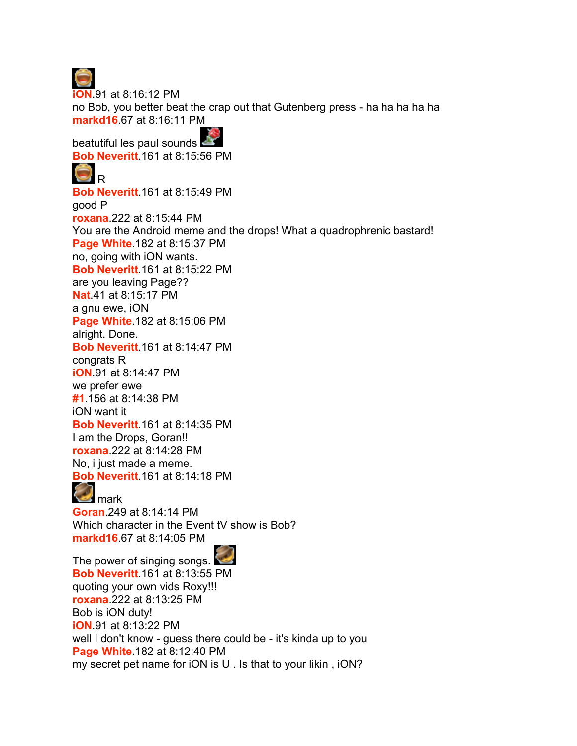**iON**.91 at 8:16:12 PM
no Bob, you better beat the crap out that Gutenberg press - ha ha ha ha ha
**markd16**.67 at 8:16:11 PM

beatutiful les paul sounds
**Bob Neveritt**.161 at 8:15:56 PM
R
**Bob Neveritt**.161 at 8:15:49 PM
good P
**roxana**.222 at 8:15:44 PM
You are the Android meme and the drops! What a quadrophrenic bastard!
**Page White**.182 at 8:15:37 PM
no, going with iON wants.
**Bob Neveritt**.161 at 8:15:22 PM
are you leaving Page??
**Nat**.41 at 8:15:17 PM
a gnu ewe, iON
**Page White**.182 at 8:15:06 PM
alright. Done.
**Bob Neveritt**.161 at 8:14:47 PM
congrats R
**iON**.91 at 8:14:47 PM
we prefer ewe
**#1**.156 at 8:14:38 PM
iON want it
**Bob Neveritt**.161 at 8:14:35 PM
I am the Drops, Goran!!
**roxana**.222 at 8:14:28 PM
No, i just made a meme.
**Bob Neveritt**.161 at 8:14:18 PM
mark
**Goran**.249 at 8:14:14 PM
Which character in the Event tV show is Bob?
**markd16**.67 at 8:14:05 PM

The power of singing songs.
**Bob Neveritt**.161 at 8:13:55 PM
quoting your own vids Roxy!!!
**roxana**.222 at 8:13:25 PM
Bob is iON duty!
**iON**.91 at 8:13:22 PM
well I don't know - guess there could be - it's kinda up to you
**Page White**.182 at 8:12:40 PM
my secret pet name for iON is U . Is that to your likin , iON?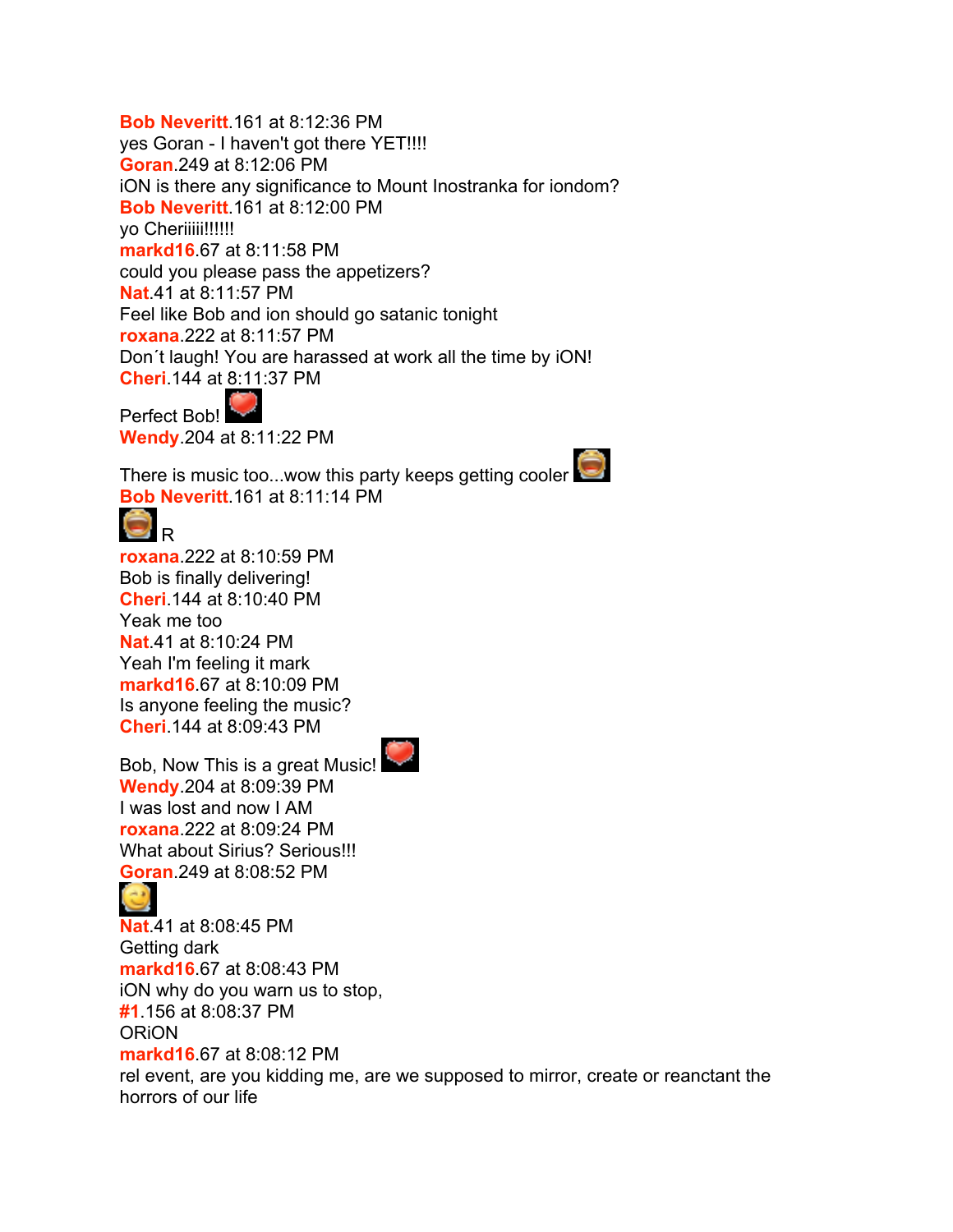**Bob Neveritt**.161 at 8:12:36 PM
yes Goran - I haven't got there YET!!!!
**Goran**.249 at 8:12:06 PM
iON is there any significance to Mount Inostranka for iondom?
**Bob Neveritt**.161 at 8:12:00 PM
yo Cheriiiii!!!!!!
**markd16**.67 at 8:11:58 PM
could you please pass the appetizers?
**Nat**.41 at 8:11:57 PM
Feel like Bob and ion should go satanic tonight
**roxana**.222 at 8:11:57 PM
Don´t laugh! You are harassed at work all the time by iON!
**Cheri**.144 at 8:11:37 PM
Perfect Bob!
**Wendy**.204 at 8:11:22 PM
There is music too...wow this party keeps getting cooler
**Bob Neveritt**.161 at 8:11:14 PM
R
**roxana**.222 at 8:10:59 PM
Bob is finally delivering!
**Cheri**.144 at 8:10:40 PM
Yeak me too
**Nat**.41 at 8:10:24 PM
Yeah I'm feeling it mark
**markd16**.67 at 8:10:09 PM
Is anyone feeling the music?
**Cheri**.144 at 8:09:43 PM
Bob, Now This is a great Music!
**Wendy**.204 at 8:09:39 PM
I was lost and now I AM
**roxana**.222 at 8:09:24 PM
What about Sirius? Serious!!!
**Goran**.249 at 8:08:52 PM
**Nat**.41 at 8:08:45 PM
Getting dark
**markd16**.67 at 8:08:43 PM
iON why do you warn us to stop,
**#1**.156 at 8:08:37 PM
ORiON
**markd16**.67 at 8:08:12 PM
rel event, are you kidding me, are we supposed to mirror, create or reanctant the horrors of our life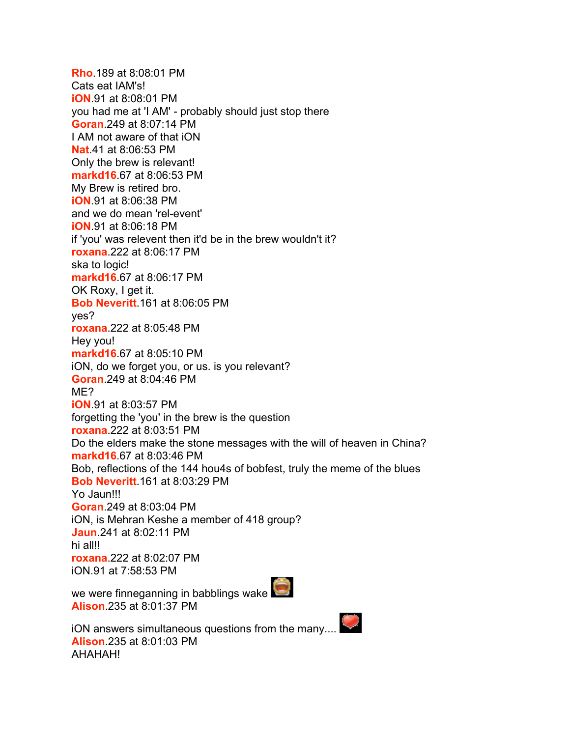**Rho**.189 at 8:08:01 PM
Cats eat IAM's!
**iON**.91 at 8:08:01 PM
you had me at 'I AM' - probably should just stop there
**Goran**.249 at 8:07:14 PM
I AM not aware of that iON
**Nat**.41 at 8:06:53 PM
Only the brew is relevant!
**markd16**.67 at 8:06:53 PM
My Brew is retired bro.
**iON**.91 at 8:06:38 PM
and we do mean 'rel-event'
**iON**.91 at 8:06:18 PM
if 'you' was relevent then it'd be in the brew wouldn't it?
**roxana**.222 at 8:06:17 PM
ska to logic!
**markd16**.67 at 8:06:17 PM
OK Roxy, I get it.
**Bob Neveritt**.161 at 8:06:05 PM
yes?
**roxana**.222 at 8:05:48 PM
Hey you!
**markd16**.67 at 8:05:10 PM
iON, do we forget you, or us. is you relevant?
**Goran**.249 at 8:04:46 PM
ME?
**iON**.91 at 8:03:57 PM
forgetting the 'you' in the brew is the question
**roxana**.222 at 8:03:51 PM
Do the elders make the stone messages with the will of heaven in China?
**markd16**.67 at 8:03:46 PM
Bob, reflections of the 144 hou4s of bobfest, truly the meme of the blues
**Bob Neveritt**.161 at 8:03:29 PM
Yo Jaun!!!
**Goran**.249 at 8:03:04 PM
iON, is Mehran Keshe a member of 418 group?
**Jaun**.241 at 8:02:11 PM
hi all!!
**roxana**.222 at 8:02:07 PM
iON.91 at 7:58:53 PM

we were finneganning in babblings wake
**Alison**.235 at 8:01:37 PM

iON answers simultaneous questions from the many....
**Alison**.235 at 8:01:03 PM
AHAHAH!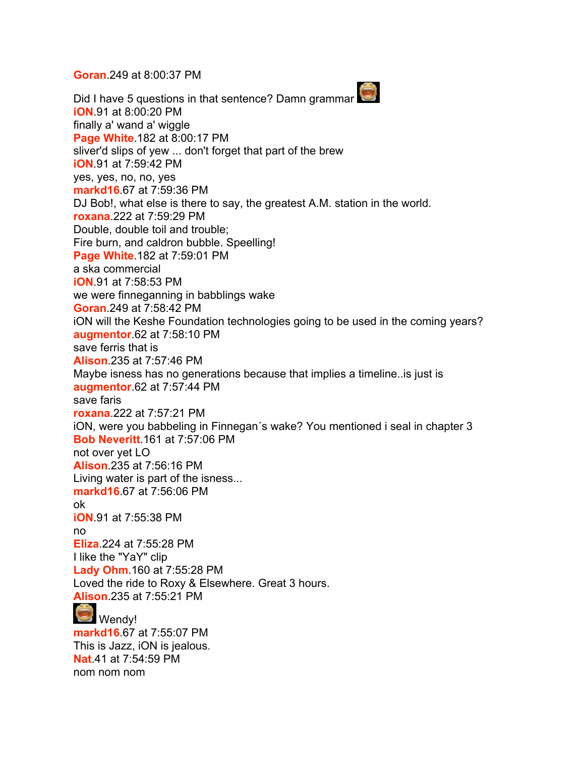**Goran**.249 at 8:00:37 PM

Did I have 5 questions in that sentence? Damn grammar

**iON**.91 at 8:00:20 PM
finally a' wand a' wiggle
**Page White**.182 at 8:00:17 PM
sliver'd slips of yew ... don't forget that part of the brew
**iON**.91 at 7:59:42 PM
yes, yes, no, no, yes
**markd16**.67 at 7:59:36 PM
DJ Bob!, what else is there to say, the greatest A.M. station in the world.
**roxana**.222 at 7:59:29 PM
Double, double toil and trouble;
Fire burn, and caldron bubble. Speelling!
**Page White**.182 at 7:59:01 PM
a ska commercial
**iON**.91 at 7:58:53 PM
we were finneganning in babblings wake
**Goran**.249 at 7:58:42 PM
iON will the Keshe Foundation technologies going to be used in the coming years?
**augmentor**.62 at 7:58:10 PM
save ferris that is
**Alison**.235 at 7:57:46 PM
Maybe isness has no generations because that implies a timeline..is just is
**augmentor**.62 at 7:57:44 PM
save faris
**roxana**.222 at 7:57:21 PM
iON, were you babbeling in Finnegan´s wake? You mentioned i seal in chapter 3
**Bob Neveritt**.161 at 7:57:06 PM
not over yet LO
**Alison**.235 at 7:56:16 PM
Living water is part of the isness...
**markd16**.67 at 7:56:06 PM
ok
**iON**.91 at 7:55:38 PM
no
**Eliza**.224 at 7:55:28 PM
I like the "YaY" clip
**Lady Ohm**.160 at 7:55:28 PM
Loved the ride to Roxy & Elsewhere. Great 3 hours.
**Alison**.235 at 7:55:21 PM

Wendy!
**markd16**.67 at 7:55:07 PM
This is Jazz, iON is jealous.
**Nat**.41 at 7:54:59 PM
nom nom nom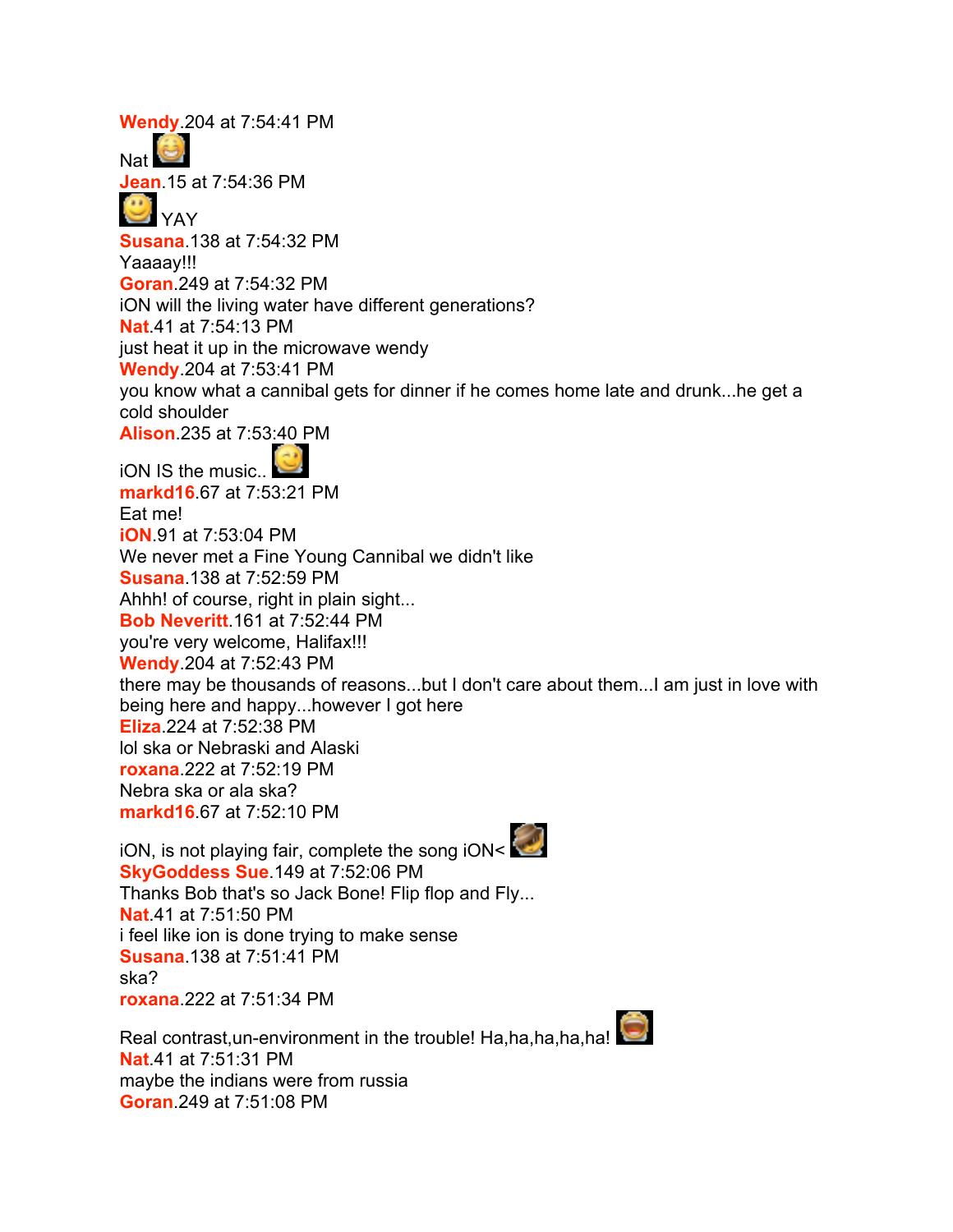**Wendy**.204 at 7:54:41 PM
Nat

**Jean**.15 at 7:54:36 PM
YAY

**Susana**.138 at 7:54:32 PM
Yaaaay!!!

**Goran**.249 at 7:54:32 PM
iON will the living water have different generations?

**Nat**.41 at 7:54:13 PM
just heat it up in the microwave wendy

**Wendy**.204 at 7:53:41 PM
you know what a cannibal gets for dinner if he comes home late and drunk...he get a cold shoulder

**Alison**.235 at 7:53:40 PM
iON IS the music..

**markd16**.67 at 7:53:21 PM
Eat me!

**iON**.91 at 7:53:04 PM
We never met a Fine Young Cannibal we didn't like

**Susana**.138 at 7:52:59 PM
Ahhh! of course, right in plain sight...

**Bob Neveritt**.161 at 7:52:44 PM
you're very welcome, Halifax!!!

**Wendy**.204 at 7:52:43 PM
there may be thousands of reasons...but I don't care about them...I am just in love with being here and happy...however I got here

**Eliza**.224 at 7:52:38 PM
lol ska or Nebraski and Alaski

**roxana**.222 at 7:52:19 PM
Nebra ska or ala ska?

**markd16**.67 at 7:52:10 PM
iON, is not playing fair, complete the song iON<

**SkyGoddess Sue**.149 at 7:52:06 PM
Thanks Bob that's so Jack Bone! Flip flop and Fly...

**Nat**.41 at 7:51:50 PM
i feel like ion is done trying to make sense

**Susana**.138 at 7:51:41 PM
ska?

**roxana**.222 at 7:51:34 PM
Real contrast,un-environment in the trouble! Ha,ha,ha,ha,ha!

**Nat**.41 at 7:51:31 PM
maybe the indians were from russia

**Goran**.249 at 7:51:08 PM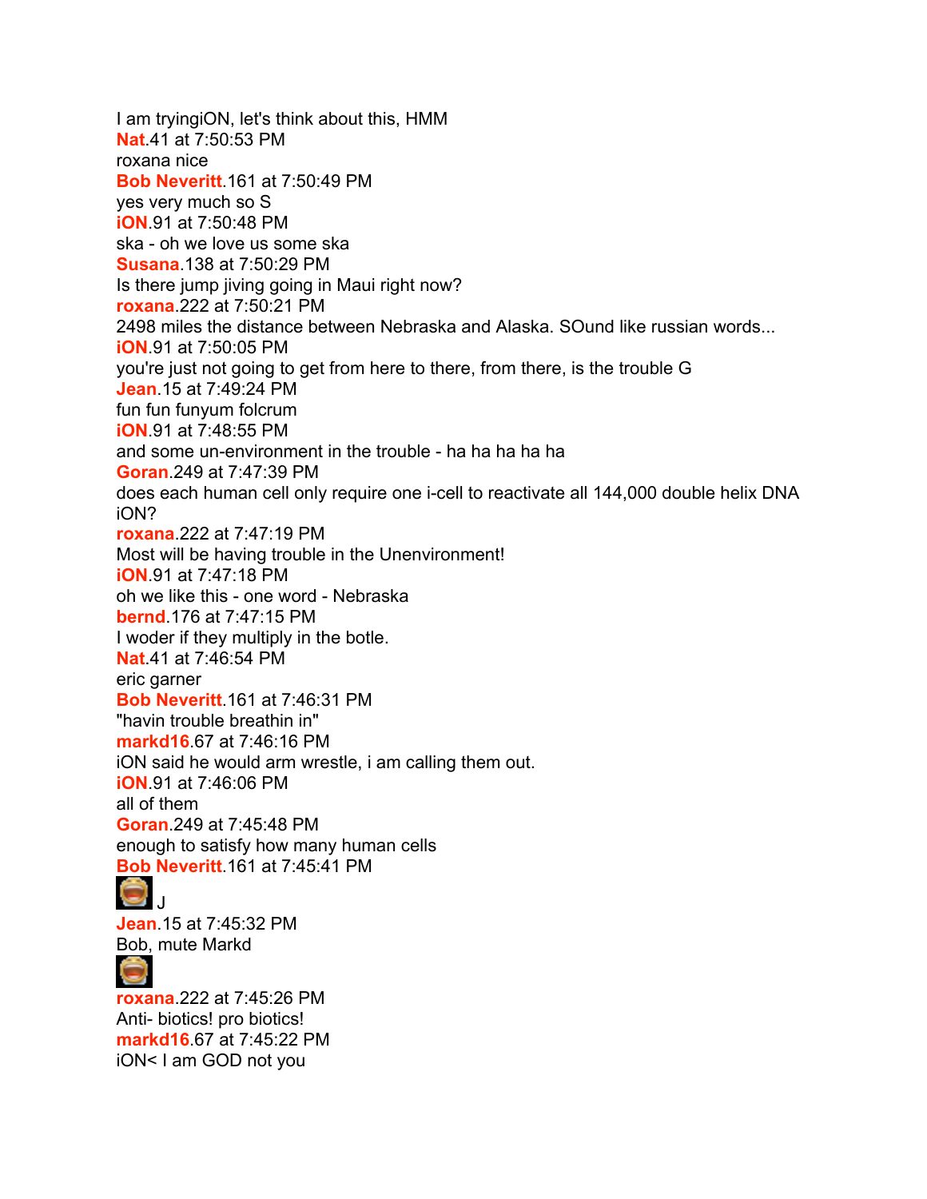I am tryingiON, let's think about this, HMM

**Nat**.41 at 7:50:53 PM

roxana nice

**Bob Neveritt**.161 at 7:50:49 PM

yes very much so S

**iON**.91 at 7:50:48 PM

ska - oh we love us some ska

**Susana**.138 at 7:50:29 PM

Is there jump jiving going in Maui right now?

**roxana**.222 at 7:50:21 PM

2498 miles the distance between Nebraska and Alaska. SOund like russian words...

**iON**.91 at 7:50:05 PM

you're just not going to get from here to there, from there, is the trouble G

**Jean**.15 at 7:49:24 PM

fun fun funyum folcrum

**iON**.91 at 7:48:55 PM

and some un-environment in the trouble - ha ha ha ha ha

**Goran**.249 at 7:47:39 PM

does each human cell only require one i-cell to reactivate all 144,000 double helix DNA iON?

**roxana**.222 at 7:47:19 PM

Most will be having trouble in the Unenvironment!

**iON**.91 at 7:47:18 PM

oh we like this - one word - Nebraska

**bernd**.176 at 7:47:15 PM

I woder if they multiply in the botle.

**Nat**.41 at 7:46:54 PM

eric garner

**Bob Neveritt**.161 at 7:46:31 PM

"havin trouble breathin in"

**markd16**.67 at 7:46:16 PM

iON said he would arm wrestle, i am calling them out.

**iON**.91 at 7:46:06 PM

all of them

**Goran**.249 at 7:45:48 PM

enough to satisfy how many human cells

**Bob Neveritt**.161 at 7:45:41 PM

J

**Jean**.15 at 7:45:32 PM

Bob, mute Markd

**roxana**.222 at 7:45:26 PM

Anti- biotics! pro biotics!

**markd16**.67 at 7:45:22 PM

iON< I am GOD not you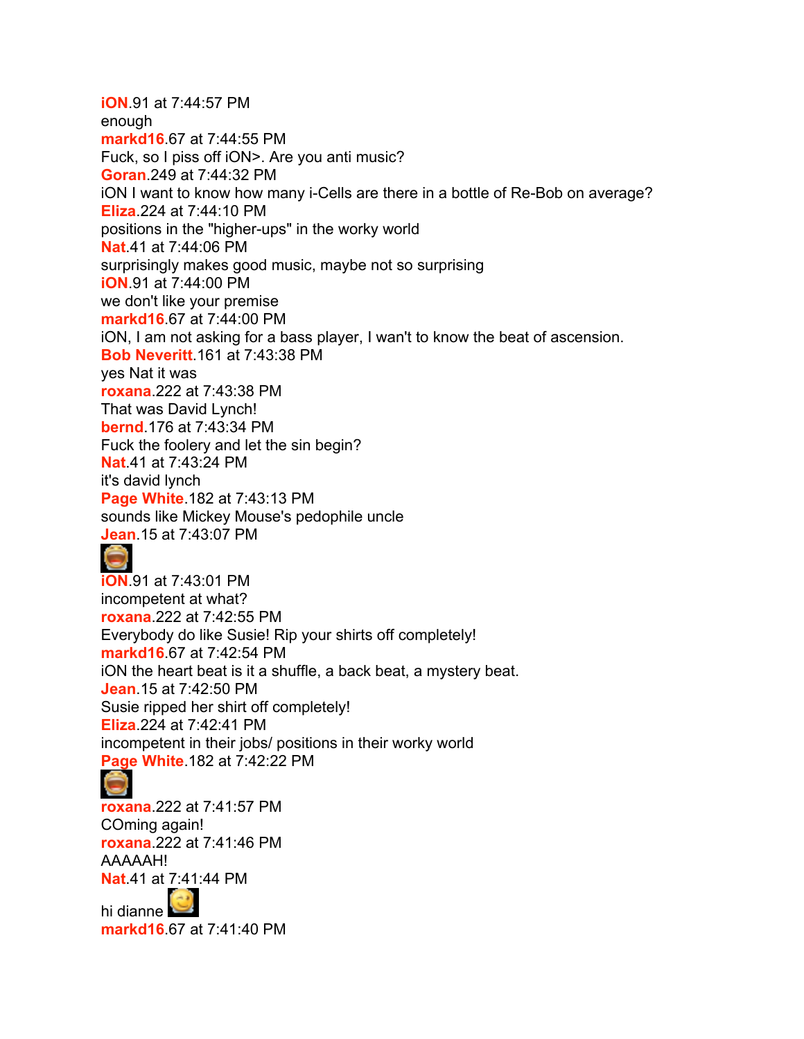**iON**.91 at 7:44:57 PM
enough
**markd16**.67 at 7:44:55 PM
Fuck, so I piss off iON>. Are you anti music?
**Goran**.249 at 7:44:32 PM
iON I want to know how many i-Cells are there in a bottle of Re-Bob on average?
**Eliza**.224 at 7:44:10 PM
positions in the "higher-ups" in the worky world
**Nat**.41 at 7:44:06 PM
surprisingly makes good music, maybe not so surprising
**iON**.91 at 7:44:00 PM
we don't like your premise
**markd16**.67 at 7:44:00 PM
iON, I am not asking for a bass player, I wan't to know the beat of ascension.
**Bob Neveritt**.161 at 7:43:38 PM
yes Nat it was
**roxana**.222 at 7:43:38 PM
That was David Lynch!
**bernd**.176 at 7:43:34 PM
Fuck the foolery and let the sin begin?
**Nat**.41 at 7:43:24 PM
it's david lynch
**Page White**.182 at 7:43:13 PM
sounds like Mickey Mouse's pedophile uncle
**Jean**.15 at 7:43:07 PM

**iON**.91 at 7:43:01 PM
incompetent at what?
**roxana**.222 at 7:42:55 PM
Everybody do like Susie! Rip your shirts off completely!
**markd16**.67 at 7:42:54 PM
iON the heart beat is it a shuffle, a back beat, a mystery beat.
**Jean**.15 at 7:42:50 PM
Susie ripped her shirt off completely!
**Eliza**.224 at 7:42:41 PM
incompetent in their jobs/ positions in their worky world
**Page White**.182 at 7:42:22 PM

**roxana**.222 at 7:41:57 PM
COming again!
**roxana**.222 at 7:41:46 PM
AAAAAH!
**Nat**.41 at 7:41:44 PM
hi dianne
**markd16**.67 at 7:41:40 PM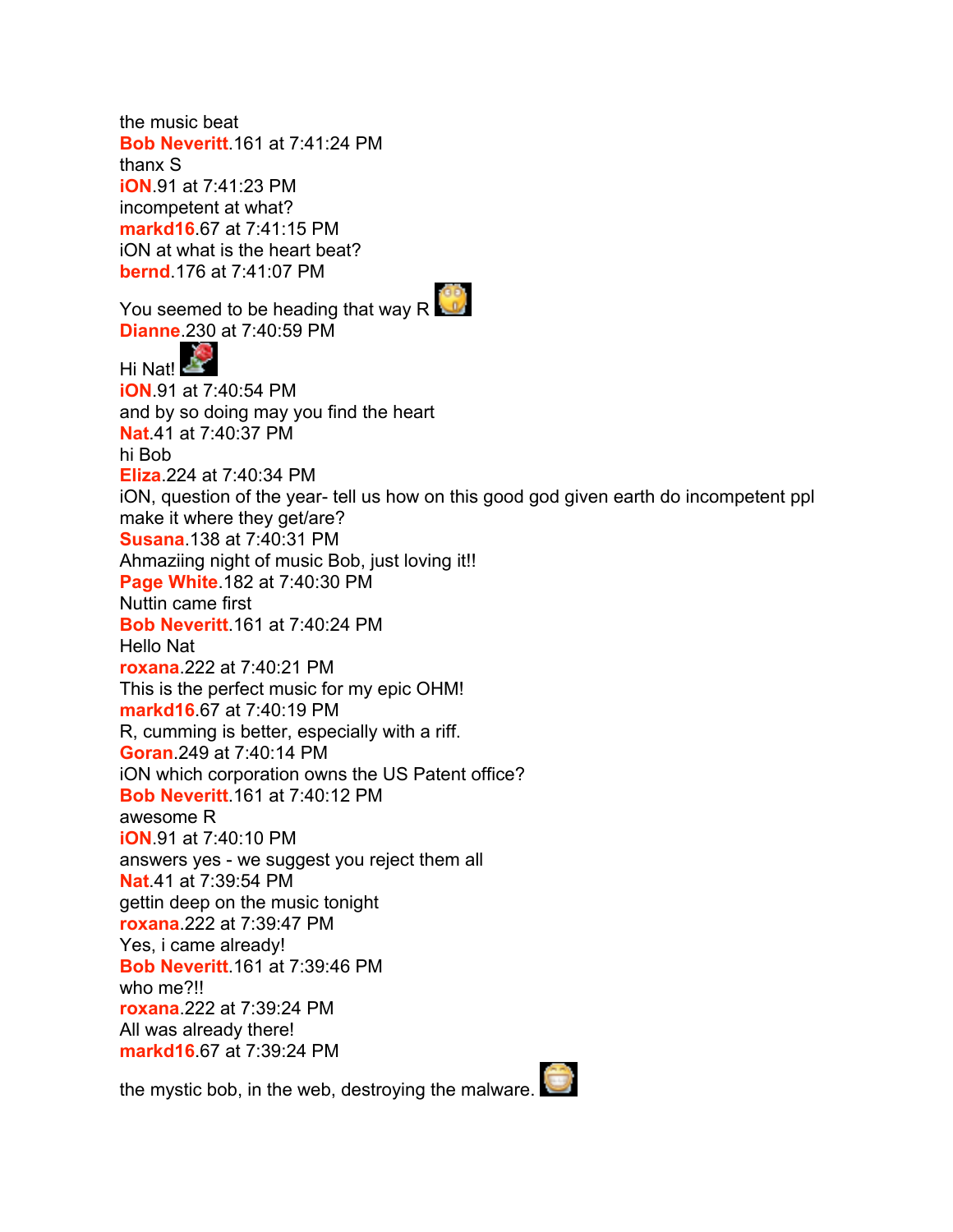the music beat
**Bob Neveritt**.161 at 7:41:24 PM
thanx S
**iON**.91 at 7:41:23 PM
incompetent at what?
**markd16**.67 at 7:41:15 PM
iON at what is the heart beat?
**bernd**.176 at 7:41:07 PM

You seemed to be heading that way R
**Dianne**.230 at 7:40:59 PM

Hi Nat!
**iON**.91 at 7:40:54 PM
and by so doing may you find the heart
**Nat**.41 at 7:40:37 PM
hi Bob
**Eliza**.224 at 7:40:34 PM
iON, question of the year- tell us how on this good god given earth do incompetent ppl make it where they get/are?
**Susana**.138 at 7:40:31 PM
Ahmaziing night of music Bob, just loving it!!
**Page White**.182 at 7:40:30 PM
Nuttin came first
**Bob Neveritt**.161 at 7:40:24 PM
Hello Nat
**roxana**.222 at 7:40:21 PM
This is the perfect music for my epic OHM!
**markd16**.67 at 7:40:19 PM
R, cumming is better, especially with a riff.
**Goran**.249 at 7:40:14 PM
iON which corporation owns the US Patent office?
**Bob Neveritt**.161 at 7:40:12 PM
awesome R
**iON**.91 at 7:40:10 PM
answers yes - we suggest you reject them all
**Nat**.41 at 7:39:54 PM
gettin deep on the music tonight
**roxana**.222 at 7:39:47 PM
Yes, i came already!
**Bob Neveritt**.161 at 7:39:46 PM
who me?!!
**roxana**.222 at 7:39:24 PM
All was already there!
**markd16**.67 at 7:39:24 PM

the mystic bob, in the web, destroying the malware.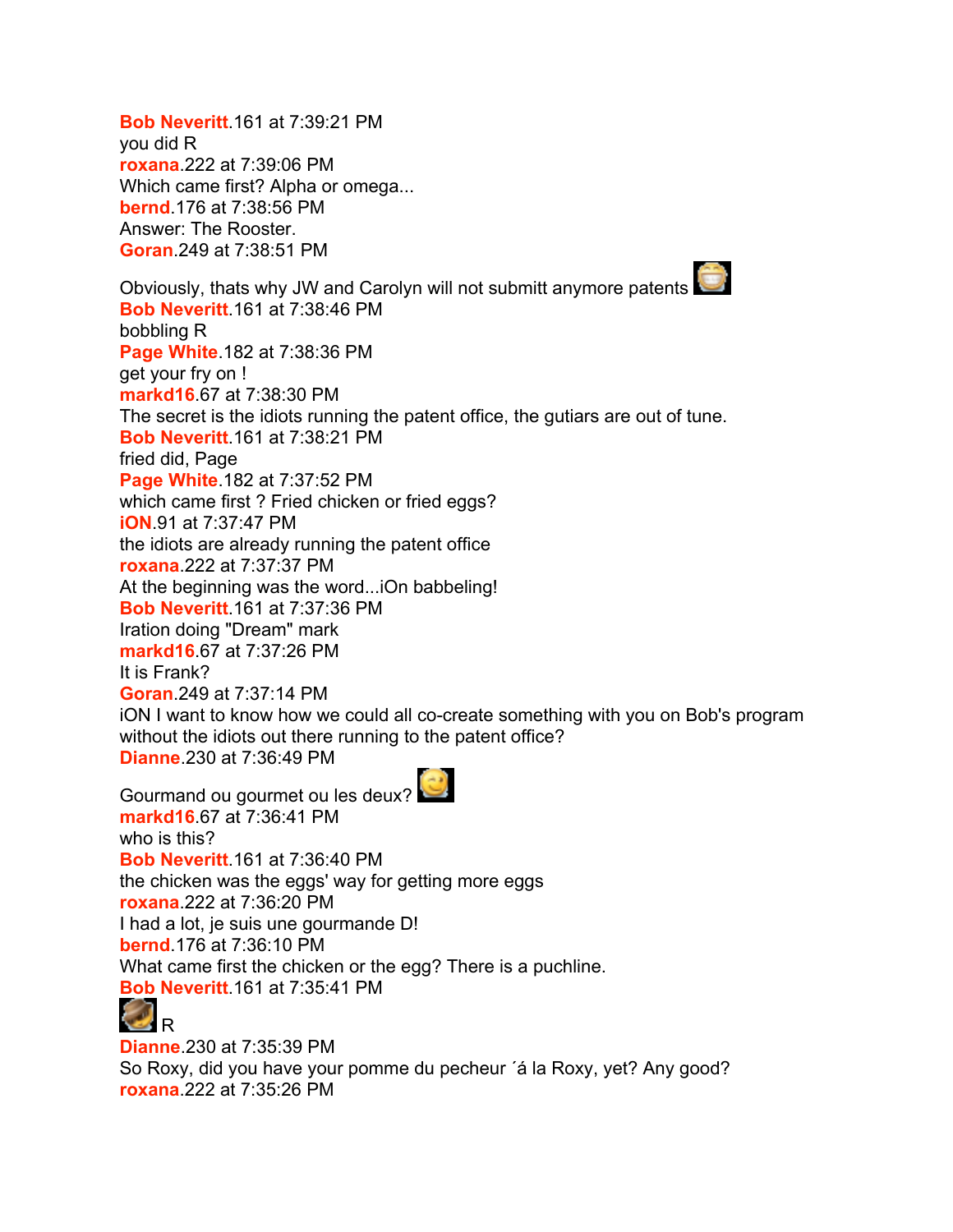**Bob Neveritt**.161 at 7:39:21 PM
you did R
**roxana**.222 at 7:39:06 PM
Which came first? Alpha or omega...
**bernd**.176 at 7:38:56 PM
Answer: The Rooster.
**Goran**.249 at 7:38:51 PM
Obviously, thats why JW and Carolyn will not submitt anymore patents
**Bob Neveritt**.161 at 7:38:46 PM
bobbling R
**Page White**.182 at 7:38:36 PM
get your fry on !
**markd16**.67 at 7:38:30 PM
The secret is the idiots running the patent office, the gutiars are out of tune.
**Bob Neveritt**.161 at 7:38:21 PM
fried did, Page
**Page White**.182 at 7:37:52 PM
which came first ? Fried chicken or fried eggs?
**iON**.91 at 7:37:47 PM
the idiots are already running the patent office
**roxana**.222 at 7:37:37 PM
At the beginning was the word...iOn babbeling!
**Bob Neveritt**.161 at 7:37:36 PM
Iration doing "Dream" mark
**markd16**.67 at 7:37:26 PM
It is Frank?
**Goran**.249 at 7:37:14 PM
iON I want to know how we could all co-create something with you on Bob's program without the idiots out there running to the patent office?
**Dianne**.230 at 7:36:49 PM
Gourmand ou gourmet ou les deux?
**markd16**.67 at 7:36:41 PM
who is this?
**Bob Neveritt**.161 at 7:36:40 PM
the chicken was the eggs' way for getting more eggs
**roxana**.222 at 7:36:20 PM
I had a lot, je suis une gourmande D!
**bernd**.176 at 7:36:10 PM
What came first the chicken or the egg? There is a puchline.
**Bob Neveritt**.161 at 7:35:41 PM
R
**Dianne**.230 at 7:35:39 PM
So Roxy, did you have your pomme du pecheur ´á la Roxy, yet? Any good?
**roxana**.222 at 7:35:26 PM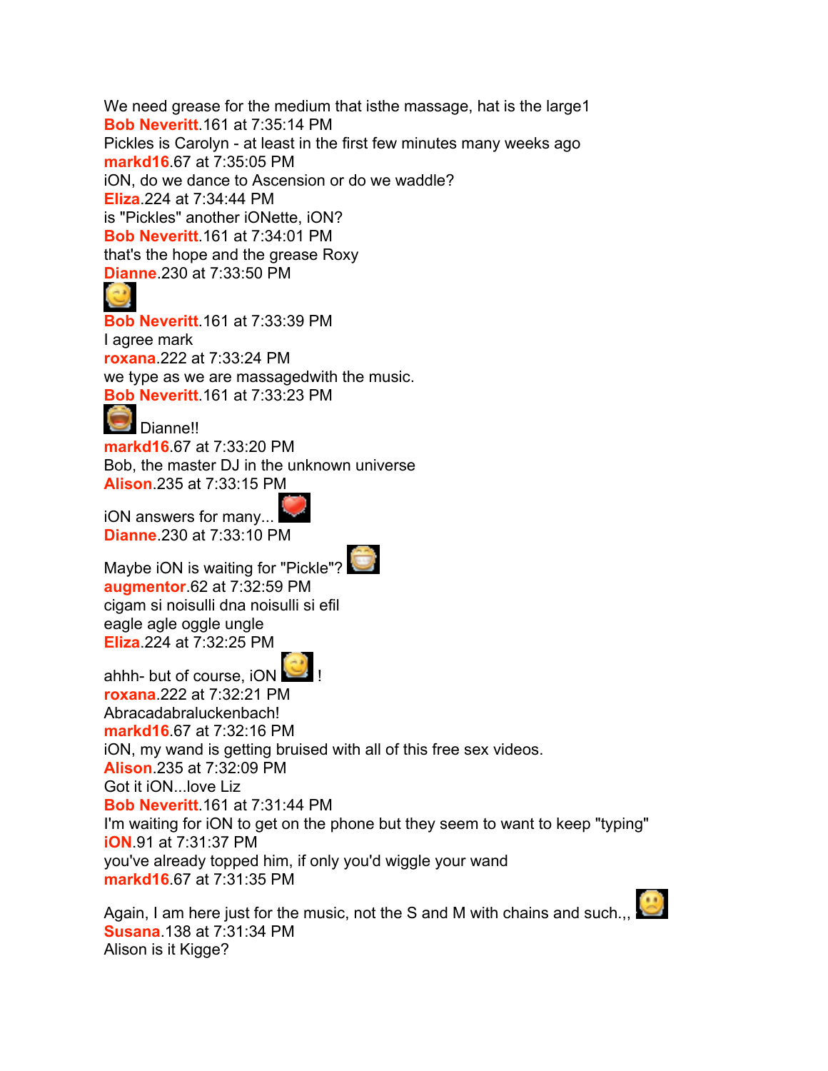We need grease for the medium that isthe massage, hat is the large1

**Bob Neveritt**.161 at 7:35:14 PM

Pickles is Carolyn - at least in the first few minutes many weeks ago

**markd16**.67 at 7:35:05 PM

iON, do we dance to Ascension or do we waddle?

**Eliza**.224 at 7:34:44 PM

is "Pickles" another iONette, iON?

**Bob Neveritt**.161 at 7:34:01 PM

that's the hope and the grease Roxy

**Dianne**.230 at 7:33:50 PM

**Bob Neveritt**.161 at 7:33:39 PM

I agree mark

**roxana**.222 at 7:33:24 PM

we type as we are massagedwith the music.

**Bob Neveritt**.161 at 7:33:23 PM

Dianne!!

**markd16**.67 at 7:33:20 PM

Bob, the master DJ in the unknown universe

**Alison**.235 at 7:33:15 PM

iON answers for many...

**Dianne**.230 at 7:33:10 PM

Maybe iON is waiting for "Pickle"?

**augmentor**.62 at 7:32:59 PM

cigam si noisulli dna noisulli si efil
eagle agle oggle ungle

**Eliza**.224 at 7:32:25 PM

ahhh- but of course, iON !

**roxana**.222 at 7:32:21 PM

Abracadabraluckenbach!

**markd16**.67 at 7:32:16 PM

iON, my wand is getting bruised with all of this free sex videos.

**Alison**.235 at 7:32:09 PM

Got it iON...love Liz

**Bob Neveritt**.161 at 7:31:44 PM

I'm waiting for iON to get on the phone but they seem to want to keep "typing"

**iON**.91 at 7:31:37 PM

you've already topped him, if only you'd wiggle your wand

**markd16**.67 at 7:31:35 PM

Again, I am here just for the music, not the S and M with chains and such.,,

**Susana**.138 at 7:31:34 PM

Alison is it Kigge?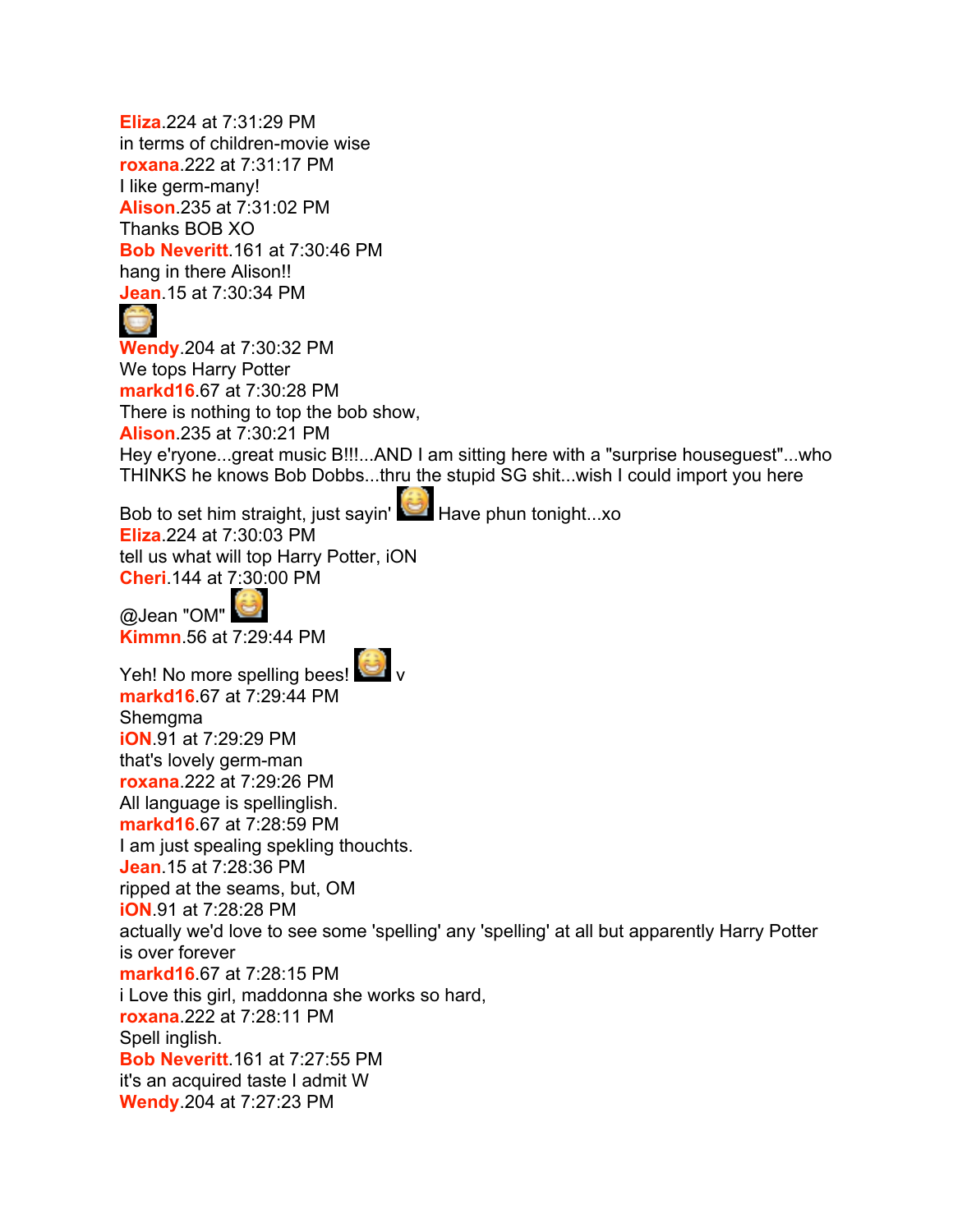**Eliza**.224 at 7:31:29 PM
in terms of children-movie wise

**roxana**.222 at 7:31:17 PM
I like germ-many!

**Alison**.235 at 7:31:02 PM
Thanks BOB XO

**Bob Neveritt**.161 at 7:30:46 PM
hang in there Alison!!

**Jean**.15 at 7:30:34 PM

**Wendy**.204 at 7:30:32 PM
We tops Harry Potter

**markd16**.67 at 7:30:28 PM
There is nothing to top the bob show,

**Alison**.235 at 7:30:21 PM
Hey e'ryone...great music B!!!...AND I am sitting here with a "surprise houseguest"...who THINKS he knows Bob Dobbs...thru the stupid SG shit...wish I could import you here Bob to set him straight, just sayin' Have phun tonight...xo

**Eliza**.224 at 7:30:03 PM
tell us what will top Harry Potter, iON

**Cheri**.144 at 7:30:00 PM
@Jean "OM"

**Kimmn**.56 at 7:29:44 PM
Yeh! No more spelling bees! v

**markd16**.67 at 7:29:44 PM
Shemgma

**iON**.91 at 7:29:29 PM
that's lovely germ-man

**roxana**.222 at 7:29:26 PM
All language is spellinglish.

**markd16**.67 at 7:28:59 PM
I am just spealing spekling thouchts.

**Jean**.15 at 7:28:36 PM
ripped at the seams, but, OM

**iON**.91 at 7:28:28 PM
actually we'd love to see some 'spelling' any 'spelling' at all but apparently Harry Potter is over forever

**markd16**.67 at 7:28:15 PM
i Love this girl, maddonna she works so hard,

**roxana**.222 at 7:28:11 PM
Spell inglish.

**Bob Neveritt**.161 at 7:27:55 PM
it's an acquired taste I admit W

**Wendy**.204 at 7:27:23 PM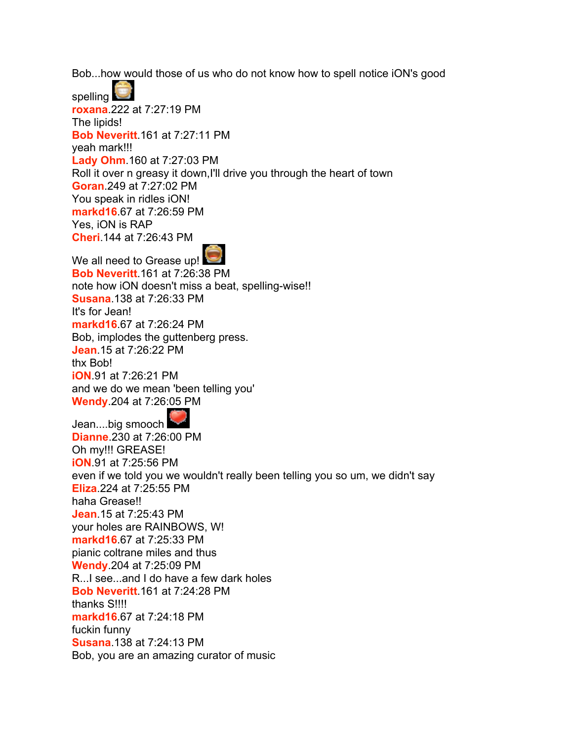Bob...how would those of us who do not know how to spell notice iON's good spelling

**roxana**.222 at 7:27:19 PM
The lipids!

**Bob Neveritt**.161 at 7:27:11 PM
yeah mark!!!

**Lady Ohm**.160 at 7:27:03 PM
Roll it over n greasy it down,I'll drive you through the heart of town

**Goran**.249 at 7:27:02 PM
You speak in ridles iON!

**markd16**.67 at 7:26:59 PM
Yes, iON is RAP

**Cheri**.144 at 7:26:43 PM
We all need to Grease up!

**Bob Neveritt**.161 at 7:26:38 PM
note how iON doesn't miss a beat, spelling-wise!!

**Susana**.138 at 7:26:33 PM
It's for Jean!

**markd16**.67 at 7:26:24 PM
Bob, implodes the guttenberg press.

**Jean**.15 at 7:26:22 PM
thx Bob!

**iON**.91 at 7:26:21 PM
and we do we mean 'been telling you'

**Wendy**.204 at 7:26:05 PM
Jean....big smooch

**Dianne**.230 at 7:26:00 PM
Oh my!!! GREASE!

**iON**.91 at 7:25:56 PM
even if we told you we wouldn't really been telling you so um, we didn't say

**Eliza**.224 at 7:25:55 PM
haha Grease!!

**Jean**.15 at 7:25:43 PM
your holes are RAINBOWS, W!

**markd16**.67 at 7:25:33 PM
pianic coltrane miles and thus

**Wendy**.204 at 7:25:09 PM
R...I see...and I do have a few dark holes

**Bob Neveritt**.161 at 7:24:28 PM
thanks S!!!!

**markd16**.67 at 7:24:18 PM
fuckin funny

**Susana**.138 at 7:24:13 PM
Bob, you are an amazing curator of music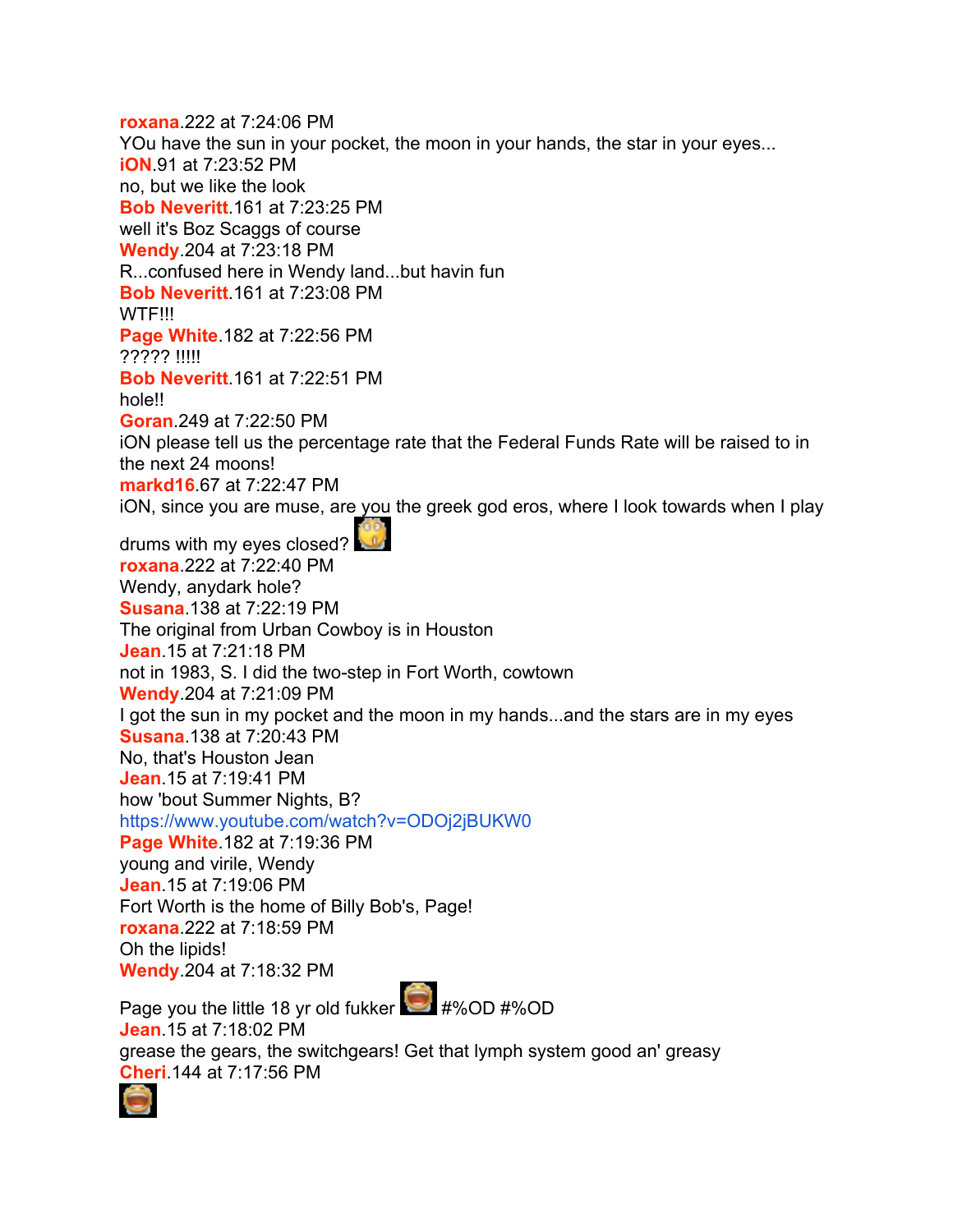**roxana**.222 at 7:24:06 PM
YOu have the sun in your pocket, the moon in your hands, the star in your eyes...
**iON**.91 at 7:23:52 PM
no, but we like the look
**Bob Neveritt**.161 at 7:23:25 PM
well it's Boz Scaggs of course
**Wendy**.204 at 7:23:18 PM
R...confused here in Wendy land...but havin fun
**Bob Neveritt**.161 at 7:23:08 PM
WTF!!!
**Page White**.182 at 7:22:56 PM
????? !!!!!
**Bob Neveritt**.161 at 7:22:51 PM
hole!!
**Goran**.249 at 7:22:50 PM
iON please tell us the percentage rate that the Federal Funds Rate will be raised to in the next 24 moons!
**markd16**.67 at 7:22:47 PM
iON, since you are muse, are you the greek god eros, where I look towards when I play drums with my eyes closed?
**roxana**.222 at 7:22:40 PM
Wendy, anydark hole?
**Susana**.138 at 7:22:19 PM
The original from Urban Cowboy is in Houston
**Jean**.15 at 7:21:18 PM
not in 1983, S. I did the two-step in Fort Worth, cowtown
**Wendy**.204 at 7:21:09 PM
I got the sun in my pocket and the moon in my hands...and the stars are in my eyes
**Susana**.138 at 7:20:43 PM
No, that's Houston Jean
**Jean**.15 at 7:19:41 PM
how 'bout Summer Nights, B?
https://www.youtube.com/watch?v=ODOj2jBUKW0
**Page White**.182 at 7:19:36 PM
young and virile, Wendy
**Jean**.15 at 7:19:06 PM
Fort Worth is the home of Billy Bob's, Page!
**roxana**.222 at 7:18:59 PM
Oh the lipids!
**Wendy**.204 at 7:18:32 PM
Page you the little 18 yr old fukker #%OD #%OD
**Jean**.15 at 7:18:02 PM
grease the gears, the switchgears! Get that lymph system good an' greasy
**Cheri**.144 at 7:17:56 PM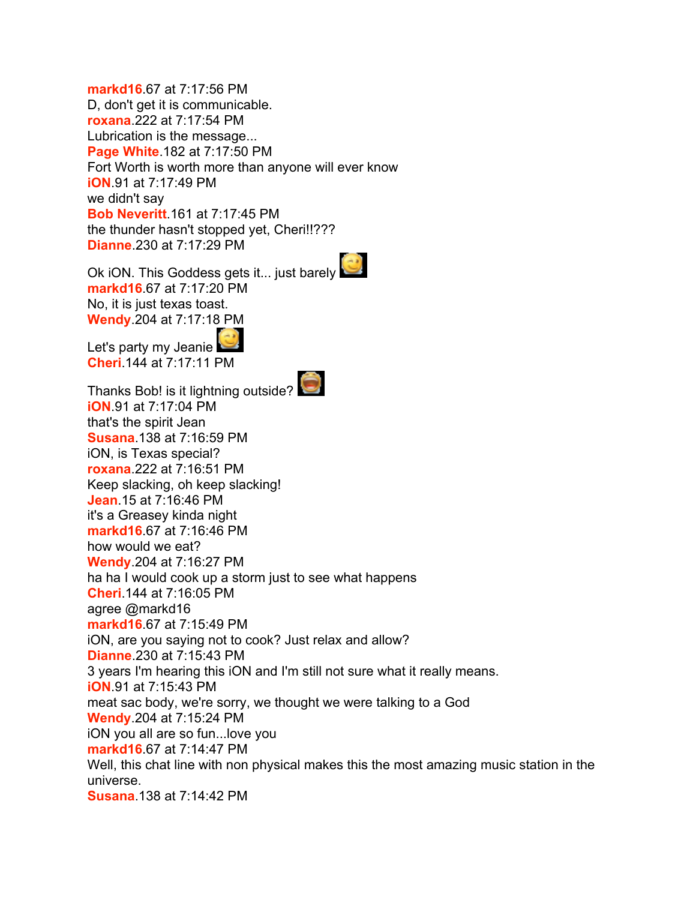**markd16**.67 at 7:17:56 PM
D, don't get it is communicable.
**roxana**.222 at 7:17:54 PM
Lubrication is the message...
**Page White**.182 at 7:17:50 PM
Fort Worth is worth more than anyone will ever know
**iON**.91 at 7:17:49 PM
we didn't say
**Bob Neveritt**.161 at 7:17:45 PM
the thunder hasn't stopped yet, Cheri!!???
**Dianne**.230 at 7:17:29 PM
Ok iON. This Goddess gets it... just barely
**markd16**.67 at 7:17:20 PM
No, it is just texas toast.
**Wendy**.204 at 7:17:18 PM
Let's party my Jeanie
**Cheri**.144 at 7:17:11 PM
Thanks Bob! is it lightning outside?
**iON**.91 at 7:17:04 PM
that's the spirit Jean
**Susana**.138 at 7:16:59 PM
iON, is Texas special?
**roxana**.222 at 7:16:51 PM
Keep slacking, oh keep slacking!
**Jean**.15 at 7:16:46 PM
it's a Greasey kinda night
**markd16**.67 at 7:16:46 PM
how would we eat?
**Wendy**.204 at 7:16:27 PM
ha ha I would cook up a storm just to see what happens
**Cheri**.144 at 7:16:05 PM
agree @markd16
**markd16**.67 at 7:15:49 PM
iON, are you saying not to cook? Just relax and allow?
**Dianne**.230 at 7:15:43 PM
3 years I'm hearing this iON and I'm still not sure what it really means.
**iON**.91 at 7:15:43 PM
meat sac body, we're sorry, we thought we were talking to a God
**Wendy**.204 at 7:15:24 PM
iON you all are so fun...love you
**markd16**.67 at 7:14:47 PM
Well, this chat line with non physical makes this the most amazing music station in the universe.
**Susana**.138 at 7:14:42 PM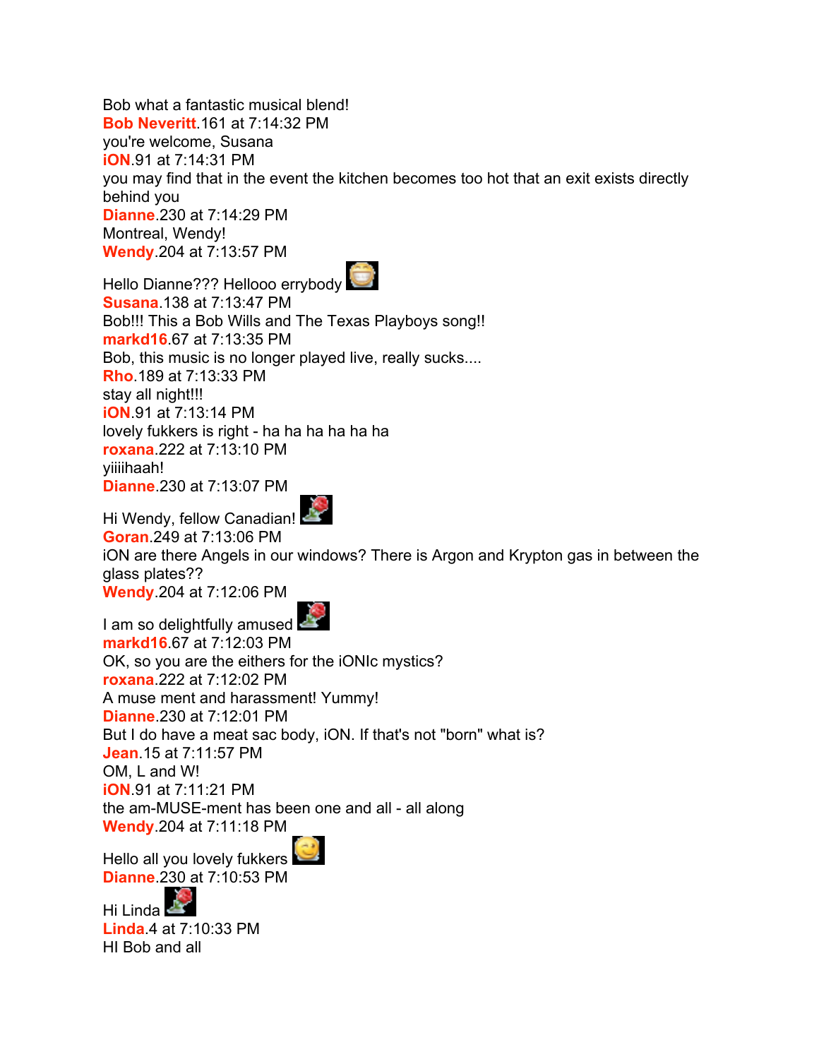Bob what a fantastic musical blend!

**Bob Neveritt**.161 at 7:14:32 PM

you're welcome, Susana

**iON**.91 at 7:14:31 PM

you may find that in the event the kitchen becomes too hot that an exit exists directly behind you

**Dianne**.230 at 7:14:29 PM

Montreal, Wendy!

**Wendy**.204 at 7:13:57 PM

Hello Dianne??? Hellooo errybody

**Susana**.138 at 7:13:47 PM

Bob!!! This a Bob Wills and The Texas Playboys song!!

**markd16**.67 at 7:13:35 PM

Bob, this music is no longer played live, really sucks....

**Rho**.189 at 7:13:33 PM

stay all night!!!

**iON**.91 at 7:13:14 PM

lovely fukkers is right - ha ha ha ha ha ha

**roxana**.222 at 7:13:10 PM

yiiiihaah!

**Dianne**.230 at 7:13:07 PM

Hi Wendy, fellow Canadian!

**Goran**.249 at 7:13:06 PM

iON are there Angels in our windows? There is Argon and Krypton gas in between the glass plates??

**Wendy**.204 at 7:12:06 PM

I am so delightfully amused

**markd16**.67 at 7:12:03 PM

OK, so you are the eithers for the iONIc mystics?

**roxana**.222 at 7:12:02 PM

A muse ment and harassment! Yummy!

**Dianne**.230 at 7:12:01 PM

But I do have a meat sac body, iON. If that's not "born" what is?

**Jean**.15 at 7:11:57 PM

OM, L and W!

**iON**.91 at 7:11:21 PM

the am-MUSE-ment has been one and all - all along

**Wendy**.204 at 7:11:18 PM

Hello all you lovely fukkers

**Dianne**.230 at 7:10:53 PM

Hi Linda

**Linda**.4 at 7:10:33 PM

HI Bob and all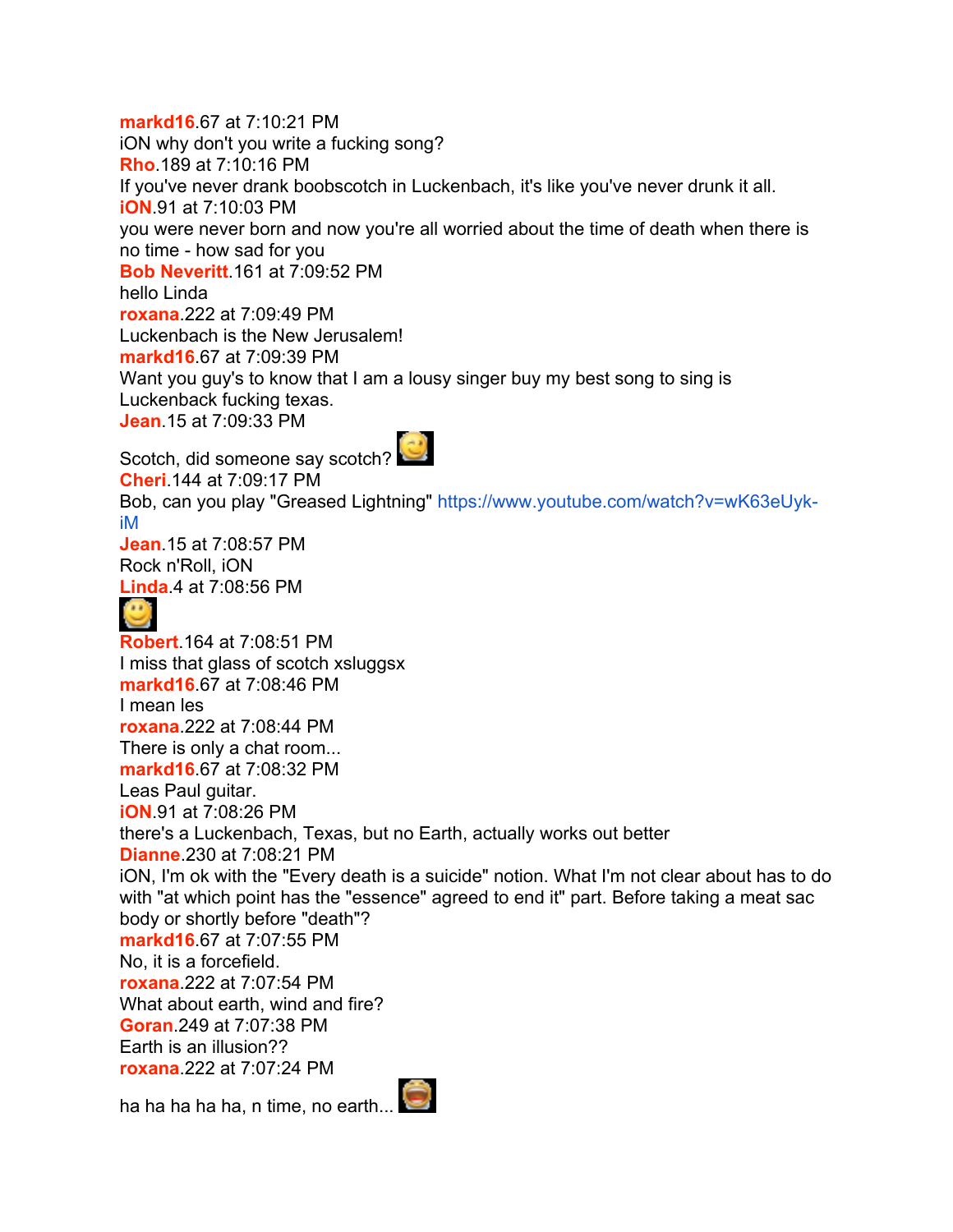**markd16**.67 at 7:10:21 PM
iON why don't you write a fucking song?
**Rho**.189 at 7:10:16 PM
If you've never drank boobscotch in Luckenbach, it's like you've never drunk it all.
**iON**.91 at 7:10:03 PM
you were never born and now you're all worried about the time of death when there is no time - how sad for you
**Bob Neveritt**.161 at 7:09:52 PM
hello Linda
**roxana**.222 at 7:09:49 PM
Luckenbach is the New Jerusalem!
**markd16**.67 at 7:09:39 PM
Want you guy's to know that I am a lousy singer buy my best song to sing is Luckenback fucking texas.
**Jean**.15 at 7:09:33 PM
Scotch, did someone say scotch?
**Cheri**.144 at 7:09:17 PM
Bob, can you play "Greased Lightning" https://www.youtube.com/watch?v=wK63eUyk-iM
**Jean**.15 at 7:08:57 PM
Rock n'Roll, iON
**Linda**.4 at 7:08:56 PM
**Robert**.164 at 7:08:51 PM
I miss that glass of scotch xsluggsx
**markd16**.67 at 7:08:46 PM
I mean les
**roxana**.222 at 7:08:44 PM
There is only a chat room...
**markd16**.67 at 7:08:32 PM
Leas Paul guitar.
**iON**.91 at 7:08:26 PM
there's a Luckenbach, Texas, but no Earth, actually works out better
**Dianne**.230 at 7:08:21 PM
iON, I'm ok with the "Every death is a suicide" notion. What I'm not clear about has to do with "at which point has the "essence" agreed to end it" part. Before taking a meat sac body or shortly before "death"?
**markd16**.67 at 7:07:55 PM
No, it is a forcefield.
**roxana**.222 at 7:07:54 PM
What about earth, wind and fire?
**Goran**.249 at 7:07:38 PM
Earth is an illusion??
**roxana**.222 at 7:07:24 PM
ha ha ha ha ha, n time, no earth...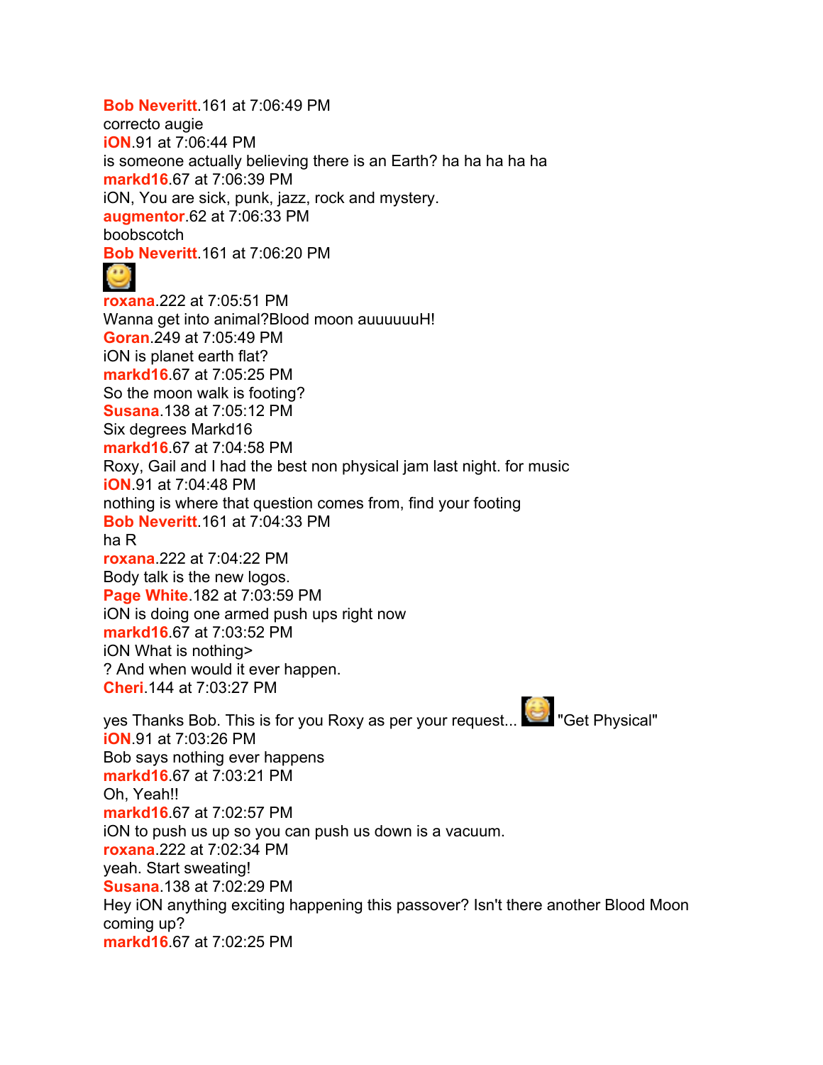**Bob Neveritt**.161 at 7:06:49 PM
correcto augie
**iON**.91 at 7:06:44 PM
is someone actually believing there is an Earth? ha ha ha ha ha
**markd16**.67 at 7:06:39 PM
iON, You are sick, punk, jazz, rock and mystery.
**augmentor**.62 at 7:06:33 PM
boobscotch
**Bob Neveritt**.161 at 7:06:20 PM

**roxana**.222 at 7:05:51 PM
Wanna get into animal?Blood moon auuuuuuH!
**Goran**.249 at 7:05:49 PM
iON is planet earth flat?
**markd16**.67 at 7:05:25 PM
So the moon walk is footing?
**Susana**.138 at 7:05:12 PM
Six degrees Markd16
**markd16**.67 at 7:04:58 PM
Roxy, Gail and I had the best non physical jam last night. for music
**iON**.91 at 7:04:48 PM
nothing is where that question comes from, find your footing
**Bob Neveritt**.161 at 7:04:33 PM
ha R
**roxana**.222 at 7:04:22 PM
Body talk is the new logos.
**Page White**.182 at 7:03:59 PM
iON is doing one armed push ups right now
**markd16**.67 at 7:03:52 PM
iON What is nothing>
? And when would it ever happen.
**Cheri**.144 at 7:03:27 PM
yes Thanks Bob. This is for you Roxy as per your request... "Get Physical"
**iON**.91 at 7:03:26 PM
Bob says nothing ever happens
**markd16**.67 at 7:03:21 PM
Oh, Yeah!!
**markd16**.67 at 7:02:57 PM
iON to push us up so you can push us down is a vacuum.
**roxana**.222 at 7:02:34 PM
yeah. Start sweating!
**Susana**.138 at 7:02:29 PM
Hey iON anything exciting happening this passover? Isn't there another Blood Moon coming up?
**markd16**.67 at 7:02:25 PM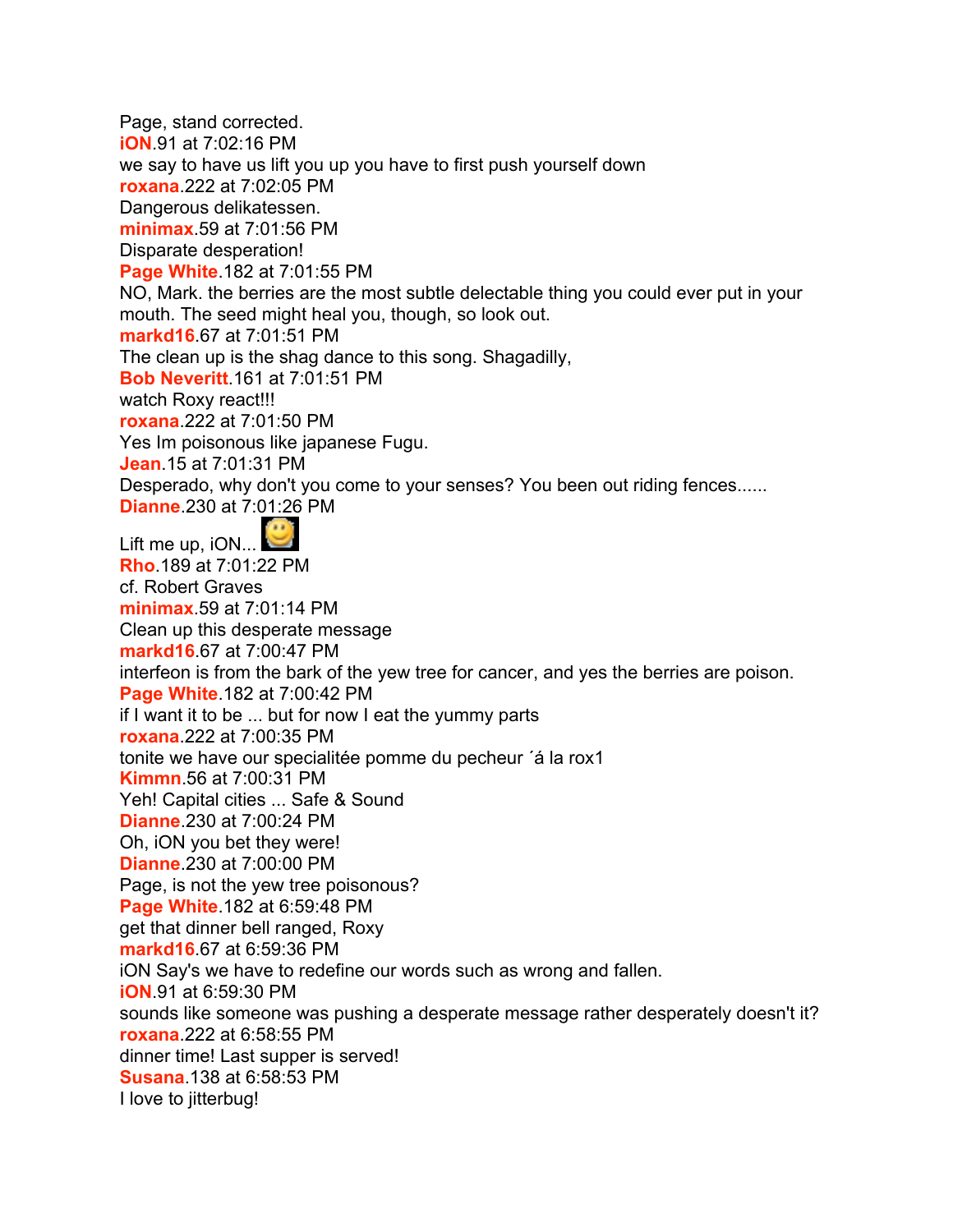Page, stand corrected.
**iON**.91 at 7:02:16 PM
we say to have us lift you up you have to first push yourself down
**roxana**.222 at 7:02:05 PM
Dangerous delikatessen.
**minimax**.59 at 7:01:56 PM
Disparate desperation!
**Page White**.182 at 7:01:55 PM
NO, Mark. the berries are the most subtle delectable thing you could ever put in your mouth. The seed might heal you, though, so look out.
**markd16**.67 at 7:01:51 PM
The clean up is the shag dance to this song. Shagadilly,
**Bob Neveritt**.161 at 7:01:51 PM
watch Roxy react!!!
**roxana**.222 at 7:01:50 PM
Yes Im poisonous like japanese Fugu.
**Jean**.15 at 7:01:31 PM
Desperado, why don't you come to your senses? You been out riding fences......
**Dianne**.230 at 7:01:26 PM
Lift me up, iON... 🙂
**Rho**.189 at 7:01:22 PM
cf. Robert Graves
**minimax**.59 at 7:01:14 PM
Clean up this desperate message
**markd16**.67 at 7:00:47 PM
interfeon is from the bark of the yew tree for cancer, and yes the berries are poison.
**Page White**.182 at 7:00:42 PM
if I want it to be ... but for now I eat the yummy parts
**roxana**.222 at 7:00:35 PM
tonite we have our specialitée pomme du pecheur ´á la rox1
**Kimmn**.56 at 7:00:31 PM
Yeh! Capital cities ... Safe & Sound
**Dianne**.230 at 7:00:24 PM
Oh, iON you bet they were!
**Dianne**.230 at 7:00:00 PM
Page, is not the yew tree poisonous?
**Page White**.182 at 6:59:48 PM
get that dinner bell ranged, Roxy
**markd16**.67 at 6:59:36 PM
iON Say's we have to redefine our words such as wrong and fallen.
**iON**.91 at 6:59:30 PM
sounds like someone was pushing a desperate message rather desperately doesn't it?
**roxana**.222 at 6:58:55 PM
dinner time! Last supper is served!
**Susana**.138 at 6:58:53 PM
I love to jitterbug!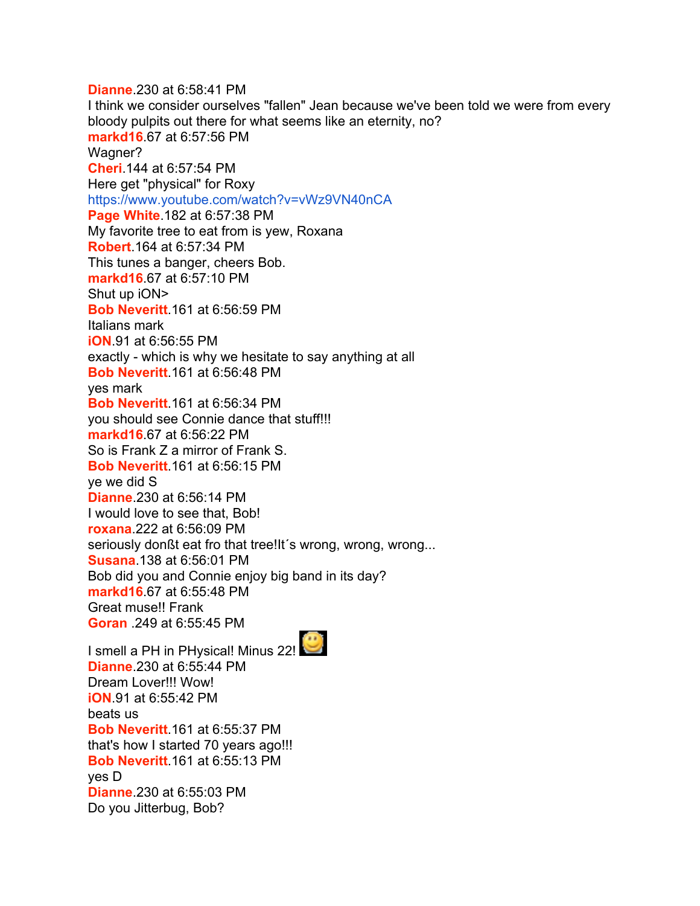**Dianne**.230 at 6:58:41 PM
I think we consider ourselves "fallen" Jean because we've been told we were from every bloody pulpits out there for what seems like an eternity, no?
**markd16**.67 at 6:57:56 PM
Wagner?
**Cheri**.144 at 6:57:54 PM
Here get "physical" for Roxy
https://www.youtube.com/watch?v=vWz9VN40nCA
**Page White**.182 at 6:57:38 PM
My favorite tree to eat from is yew, Roxana
**Robert**.164 at 6:57:34 PM
This tunes a banger, cheers Bob.
**markd16**.67 at 6:57:10 PM
Shut up iON>
**Bob Neveritt**.161 at 6:56:59 PM
Italians mark
**iON**.91 at 6:56:55 PM
exactly - which is why we hesitate to say anything at all
**Bob Neveritt**.161 at 6:56:48 PM
yes mark
**Bob Neveritt**.161 at 6:56:34 PM
you should see Connie dance that stuff!!!
**markd16**.67 at 6:56:22 PM
So is Frank Z a mirror of Frank S.
**Bob Neveritt**.161 at 6:56:15 PM
ye we did S
**Dianne**.230 at 6:56:14 PM
I would love to see that, Bob!
**roxana**.222 at 6:56:09 PM
seriously donßt eat fro that tree!It´s wrong, wrong, wrong...
**Susana**.138 at 6:56:01 PM
Bob did you and Connie enjoy big band in its day?
**markd16**.67 at 6:55:48 PM
Great muse!! Frank
**Goran** .249 at 6:55:45 PM
I smell a PH in PHysical! Minus 22!
**Dianne**.230 at 6:55:44 PM
Dream Lover!!! Wow!
**iON**.91 at 6:55:42 PM
beats us
**Bob Neveritt**.161 at 6:55:37 PM
that's how I started 70 years ago!!!
**Bob Neveritt**.161 at 6:55:13 PM
yes D
**Dianne**.230 at 6:55:03 PM
Do you Jitterbug, Bob?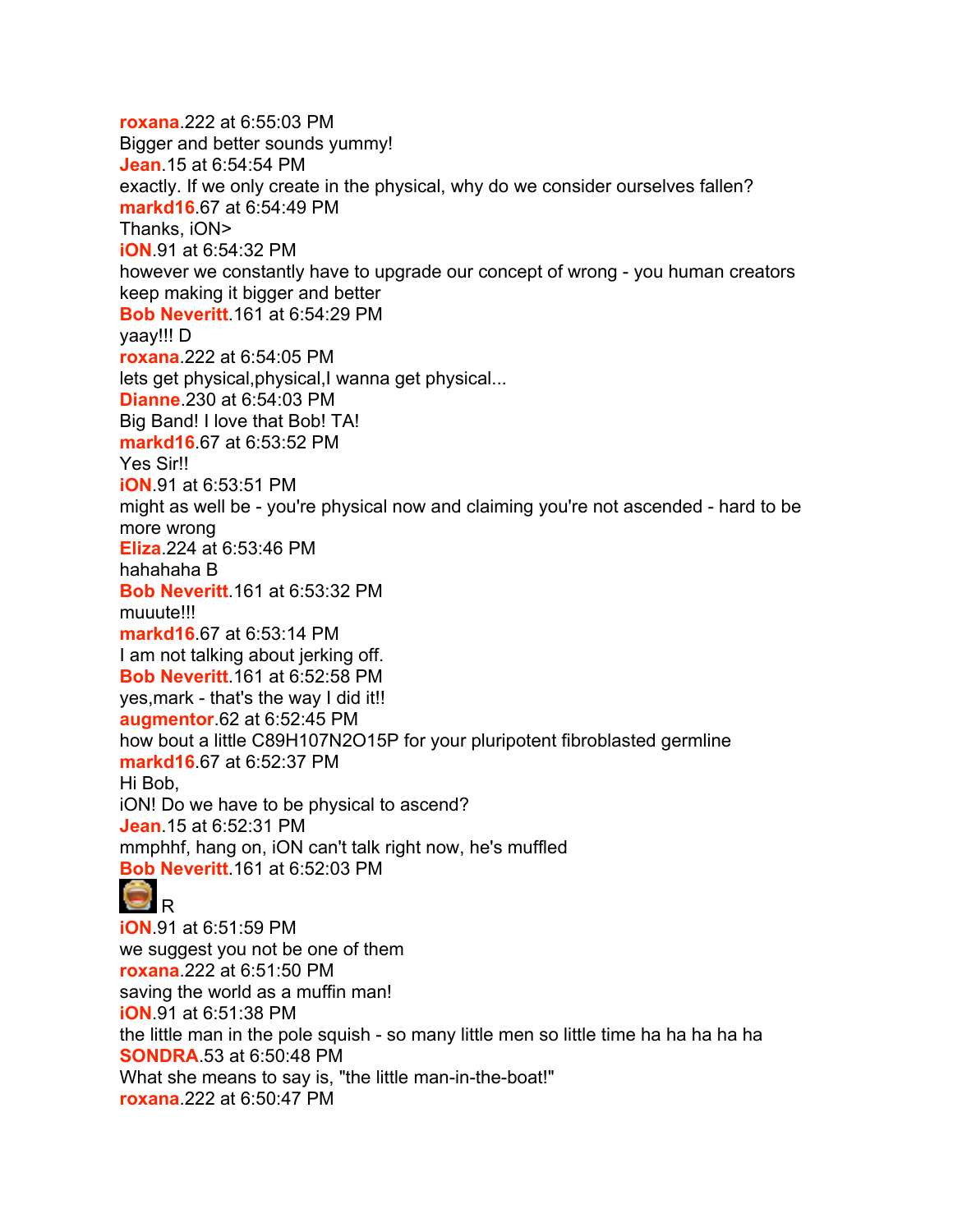**roxana**.222 at 6:55:03 PM
Bigger and better sounds yummy!
**Jean**.15 at 6:54:54 PM
exactly. If we only create in the physical, why do we consider ourselves fallen?
**markd16**.67 at 6:54:49 PM
Thanks, iON>
**iON**.91 at 6:54:32 PM
however we constantly have to upgrade our concept of wrong - you human creators keep making it bigger and better
**Bob Neveritt**.161 at 6:54:29 PM
yaay!!! D
**roxana**.222 at 6:54:05 PM
lets get physical,physical,I wanna get physical...
**Dianne**.230 at 6:54:03 PM
Big Band! I love that Bob! TA!
**markd16**.67 at 6:53:52 PM
Yes Sir!!
**iON**.91 at 6:53:51 PM
might as well be - you're physical now and claiming you're not ascended - hard to be more wrong
**Eliza**.224 at 6:53:46 PM
hahahaha B
**Bob Neveritt**.161 at 6:53:32 PM
muuute!!!
**markd16**.67 at 6:53:14 PM
I am not talking about jerking off.
**Bob Neveritt**.161 at 6:52:58 PM
yes,mark - that's the way I did it!!
**augmentor**.62 at 6:52:45 PM
how bout a little C89H107N2O15P for your pluripotent fibroblasted germline
**markd16**.67 at 6:52:37 PM
Hi Bob,
iON! Do we have to be physical to ascend?
**Jean**.15 at 6:52:31 PM
mmphhf, hang on, iON can't talk right now, he's muffled
**Bob Neveritt**.161 at 6:52:03 PM
R
**iON**.91 at 6:51:59 PM
we suggest you not be one of them
**roxana**.222 at 6:51:50 PM
saving the world as a muffin man!
**iON**.91 at 6:51:38 PM
the little man in the pole squish - so many little men so little time ha ha ha ha ha
**SONDRA**.53 at 6:50:48 PM
What she means to say is, "the little man-in-the-boat!"
**roxana**.222 at 6:50:47 PM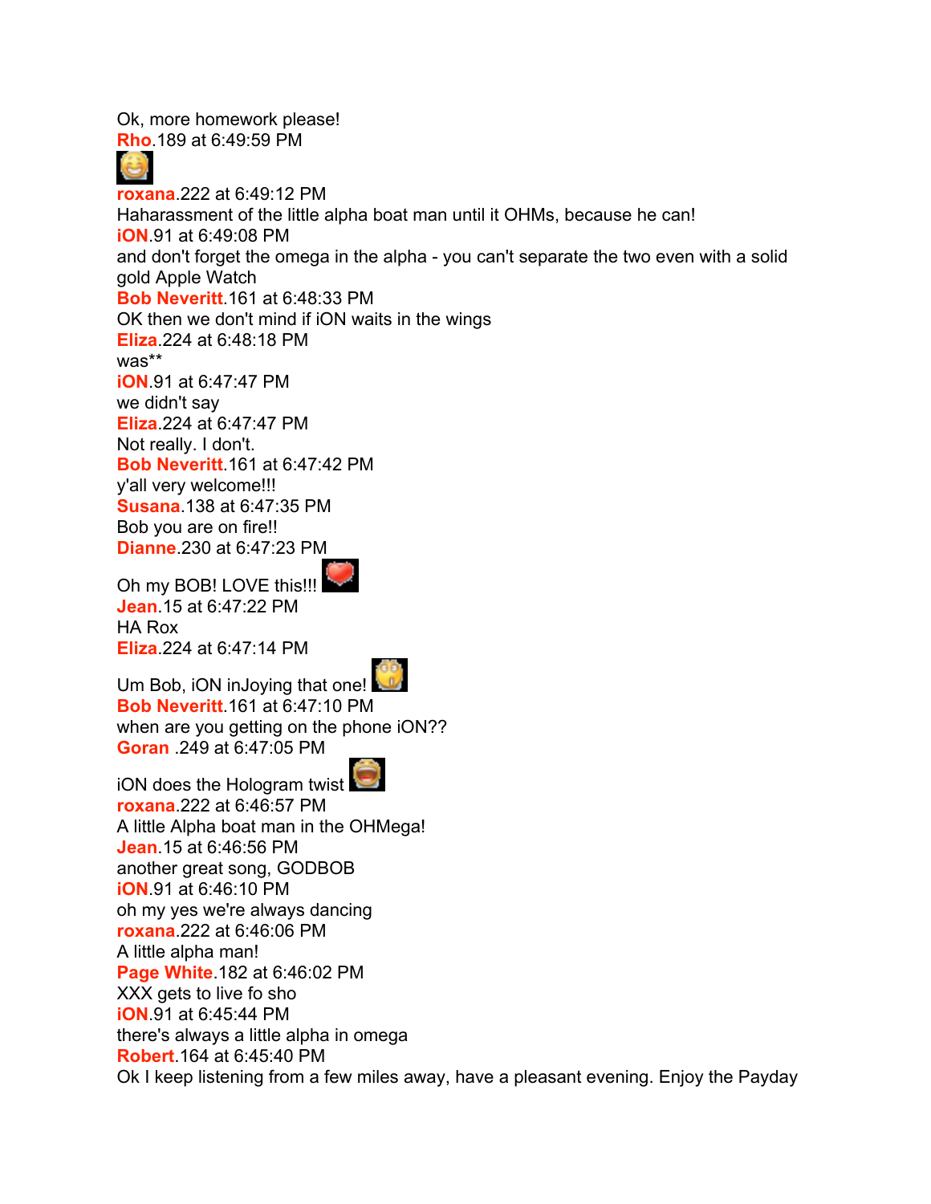Ok, more homework please!

**Rho**.189 at 6:49:59 PM

**roxana**.222 at 6:49:12 PM

Haharassment of the little alpha boat man until it OHMs, because he can!

**iON**.91 at 6:49:08 PM

and don't forget the omega in the alpha - you can't separate the two even with a solid gold Apple Watch

**Bob Neveritt**.161 at 6:48:33 PM

OK then we don't mind if iON waits in the wings

**Eliza**.224 at 6:48:18 PM

was**

**iON**.91 at 6:47:47 PM

we didn't say

**Eliza**.224 at 6:47:47 PM

Not really. I don't.

**Bob Neveritt**.161 at 6:47:42 PM

y'all very welcome!!!

**Susana**.138 at 6:47:35 PM

Bob you are on fire!!

**Dianne**.230 at 6:47:23 PM

Oh my BOB! LOVE this!!!

**Jean**.15 at 6:47:22 PM

HA Rox

**Eliza**.224 at 6:47:14 PM

Um Bob, iON inJoying that one!

**Bob Neveritt**.161 at 6:47:10 PM

when are you getting on the phone iON??

**Goran** .249 at 6:47:05 PM

iON does the Hologram twist

**roxana**.222 at 6:46:57 PM

A little Alpha boat man in the OHMega!

**Jean**.15 at 6:46:56 PM

another great song, GODBOB

**iON**.91 at 6:46:10 PM

oh my yes we're always dancing

**roxana**.222 at 6:46:06 PM

A little alpha man!

**Page White**.182 at 6:46:02 PM

XXX gets to live fo sho

**iON**.91 at 6:45:44 PM

there's always a little alpha in omega

**Robert**.164 at 6:45:40 PM

Ok I keep listening from a few miles away, have a pleasant evening. Enjoy the Payday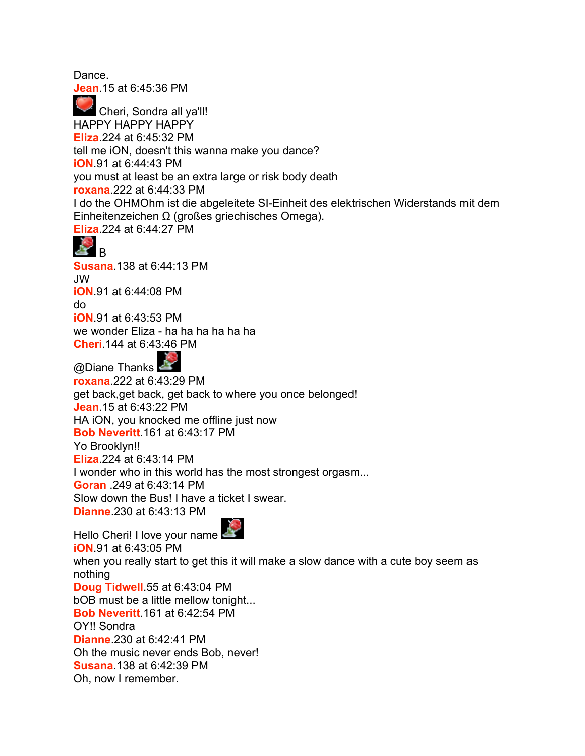Dance.

**Jean**.15 at 6:45:36 PM

Cheri, Sondra all ya'll!

HAPPY HAPPY HAPPY

**Eliza**.224 at 6:45:32 PM

tell me iON, doesn't this wanna make you dance?

**iON**.91 at 6:44:43 PM

you must at least be an extra large or risk body death

**roxana**.222 at 6:44:33 PM

I do the OHMOhm ist die abgeleitete SI-Einheit des elektrischen Widerstands mit dem Einheitenzeichen Ω (großes griechisches Omega).

**Eliza**.224 at 6:44:27 PM

B

**Susana**.138 at 6:44:13 PM

JW

**iON**.91 at 6:44:08 PM

do

**iON**.91 at 6:43:53 PM

we wonder Eliza - ha ha ha ha ha ha

**Cheri**.144 at 6:43:46 PM

@Diane Thanks

**roxana**.222 at 6:43:29 PM

get back,get back, get back to where you once belonged!

**Jean**.15 at 6:43:22 PM

HA iON, you knocked me offline just now

**Bob Neveritt**.161 at 6:43:17 PM

Yo Brooklyn!!

**Eliza**.224 at 6:43:14 PM

I wonder who in this world has the most strongest orgasm...

**Goran** .249 at 6:43:14 PM

Slow down the Bus! I have a ticket I swear.

**Dianne**.230 at 6:43:13 PM

Hello Cheri! I love your name

**iON**.91 at 6:43:05 PM

when you really start to get this it will make a slow dance with a cute boy seem as nothing

**Doug Tidwell**.55 at 6:43:04 PM

bOB must be a little mellow tonight...

**Bob Neveritt**.161 at 6:42:54 PM

OY!! Sondra

**Dianne**.230 at 6:42:41 PM

Oh the music never ends Bob, never!

**Susana**.138 at 6:42:39 PM

Oh, now I remember.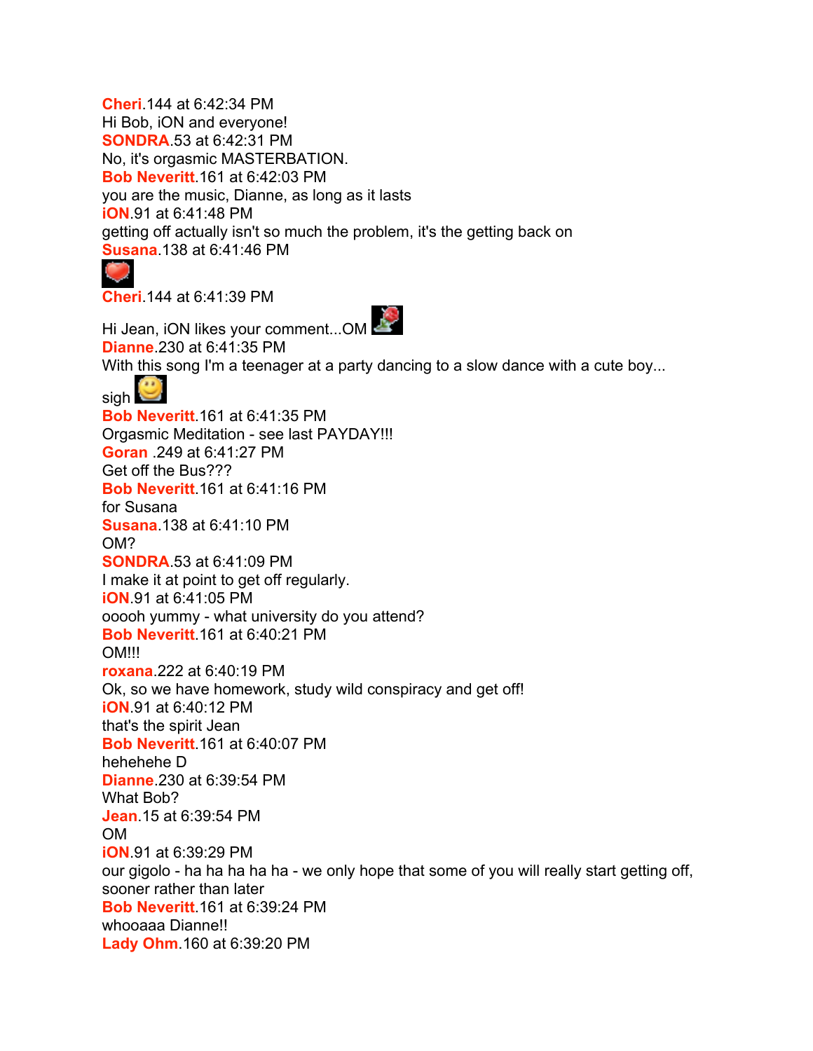**Cheri**.144 at 6:42:34 PM
Hi Bob, iON and everyone!
**SONDRA**.53 at 6:42:31 PM
No, it's orgasmic MASTERBATION.
**Bob Neveritt**.161 at 6:42:03 PM
you are the music, Dianne, as long as it lasts
**iON**.91 at 6:41:48 PM
getting off actually isn't so much the problem, it's the getting back on
**Susana**.138 at 6:41:46 PM

**Cheri**.144 at 6:41:39 PM
Hi Jean, iON likes your comment...OM
**Dianne**.230 at 6:41:35 PM
With this song I'm a teenager at a party dancing to a slow dance with a cute boy... sigh
**Bob Neveritt**.161 at 6:41:35 PM
Orgasmic Meditation - see last PAYDAY!!!
**Goran** .249 at 6:41:27 PM
Get off the Bus???
**Bob Neveritt**.161 at 6:41:16 PM
for Susana
**Susana**.138 at 6:41:10 PM
OM?
**SONDRA**.53 at 6:41:09 PM
I make it at point to get off regularly.
**iON**.91 at 6:41:05 PM
ooooh yummy - what university do you attend?
**Bob Neveritt**.161 at 6:40:21 PM
OM!!!
**roxana**.222 at 6:40:19 PM
Ok, so we have homework, study wild conspiracy and get off!
**iON**.91 at 6:40:12 PM
that's the spirit Jean
**Bob Neveritt**.161 at 6:40:07 PM
hehehehe D
**Dianne**.230 at 6:39:54 PM
What Bob?
**Jean**.15 at 6:39:54 PM
OM
**iON**.91 at 6:39:29 PM
our gigolo - ha ha ha ha ha - we only hope that some of you will really start getting off, sooner rather than later
**Bob Neveritt**.161 at 6:39:24 PM
whooaaa Dianne!!
**Lady Ohm**.160 at 6:39:20 PM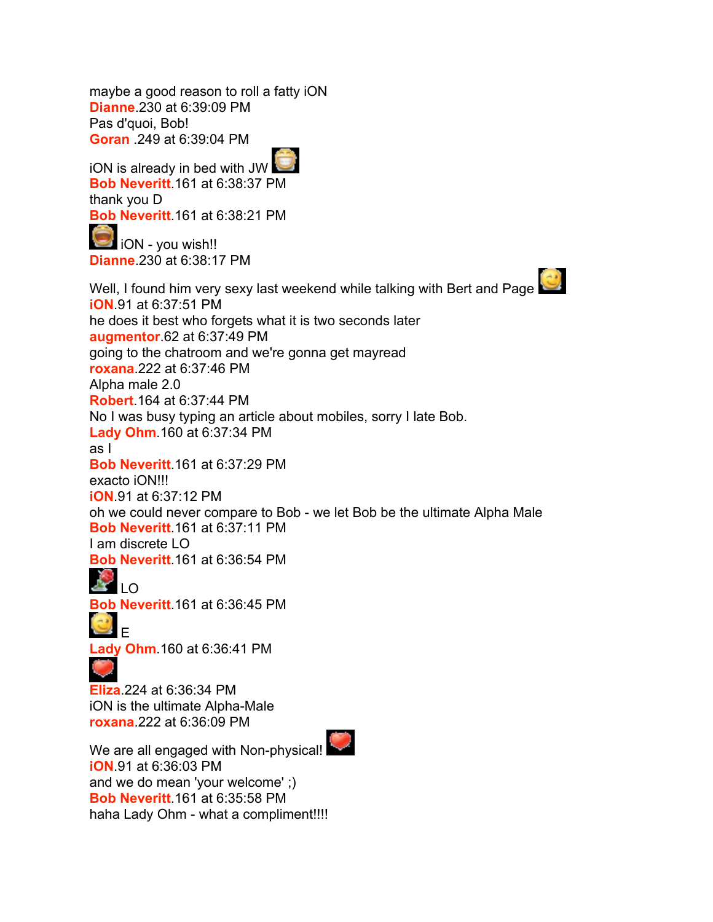maybe a good reason to roll a fatty iON

**Dianne**.230 at 6:39:09 PM

Pas d'quoi, Bob!

**Goran** .249 at 6:39:04 PM

iON is already in bed with JW

**Bob Neveritt**.161 at 6:38:37 PM

thank you D

**Bob Neveritt**.161 at 6:38:21 PM

iON - you wish!!

**Dianne**.230 at 6:38:17 PM

Well, I found him very sexy last weekend while talking with Bert and Page

**iON**.91 at 6:37:51 PM

he does it best who forgets what it is two seconds later

**augmentor**.62 at 6:37:49 PM

going to the chatroom and we're gonna get mayread

**roxana**.222 at 6:37:46 PM

Alpha male 2.0

**Robert**.164 at 6:37:44 PM

No I was busy typing an article about mobiles, sorry I late Bob.

**Lady Ohm**.160 at 6:37:34 PM

as I

**Bob Neveritt**.161 at 6:37:29 PM

exacto iON!!!

**iON**.91 at 6:37:12 PM

oh we could never compare to Bob - we let Bob be the ultimate Alpha Male

**Bob Neveritt**.161 at 6:37:11 PM

I am discrete LO

**Bob Neveritt**.161 at 6:36:54 PM

LO

**Bob Neveritt**.161 at 6:36:45 PM

E

**Lady Ohm**.160 at 6:36:41 PM

**Eliza**.224 at 6:36:34 PM

iON is the ultimate Alpha-Male

**roxana**.222 at 6:36:09 PM

We are all engaged with Non-physical!

**iON**.91 at 6:36:03 PM

and we do mean 'your welcome' ;)

**Bob Neveritt**.161 at 6:35:58 PM

haha Lady Ohm - what a compliment!!!!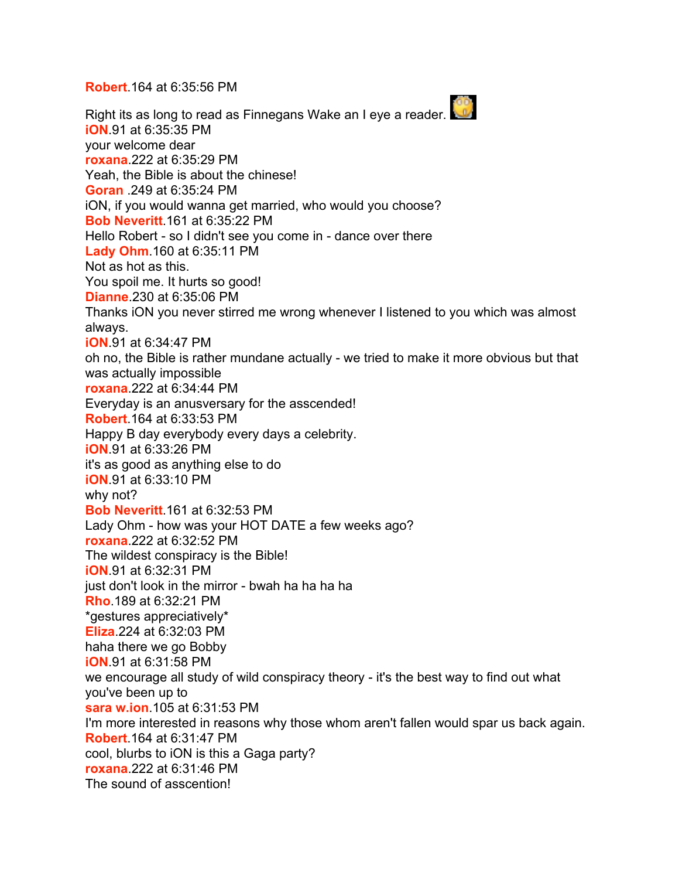**Robert**.164 at 6:35:56 PM

Right its as long to read as Finnegans Wake an I eye a reader.

**iON**.91 at 6:35:35 PM
your welcome dear

**roxana**.222 at 6:35:29 PM
Yeah, the Bible is about the chinese!

**Goran** .249 at 6:35:24 PM
iON, if you would wanna get married, who would you choose?

**Bob Neveritt**.161 at 6:35:22 PM
Hello Robert - so I didn't see you come in - dance over there

**Lady Ohm**.160 at 6:35:11 PM
Not as hot as this.
You spoil me. It hurts so good!

**Dianne**.230 at 6:35:06 PM
Thanks iON you never stirred me wrong whenever I listened to you which was almost always.

**iON**.91 at 6:34:47 PM
oh no, the Bible is rather mundane actually - we tried to make it more obvious but that was actually impossible

**roxana**.222 at 6:34:44 PM
Everyday is an anusversary for the asscended!

**Robert**.164 at 6:33:53 PM
Happy B day everybody every days a celebrity.

**iON**.91 at 6:33:26 PM
it's as good as anything else to do

**iON**.91 at 6:33:10 PM
why not?

**Bob Neveritt**.161 at 6:32:53 PM
Lady Ohm - how was your HOT DATE a few weeks ago?

**roxana**.222 at 6:32:52 PM
The wildest conspiracy is the Bible!

**iON**.91 at 6:32:31 PM
just don't look in the mirror - bwah ha ha ha ha

**Rho**.189 at 6:32:21 PM
*gestures appreciatively*

**Eliza**.224 at 6:32:03 PM
haha there we go Bobby

**iON**.91 at 6:31:58 PM
we encourage all study of wild conspiracy theory - it's the best way to find out what you've been up to

**sara w.ion**.105 at 6:31:53 PM
I'm more interested in reasons why those whom aren't fallen would spar us back again.

**Robert**.164 at 6:31:47 PM
cool, blurbs to iON is this a Gaga party?

**roxana**.222 at 6:31:46 PM
The sound of asscention!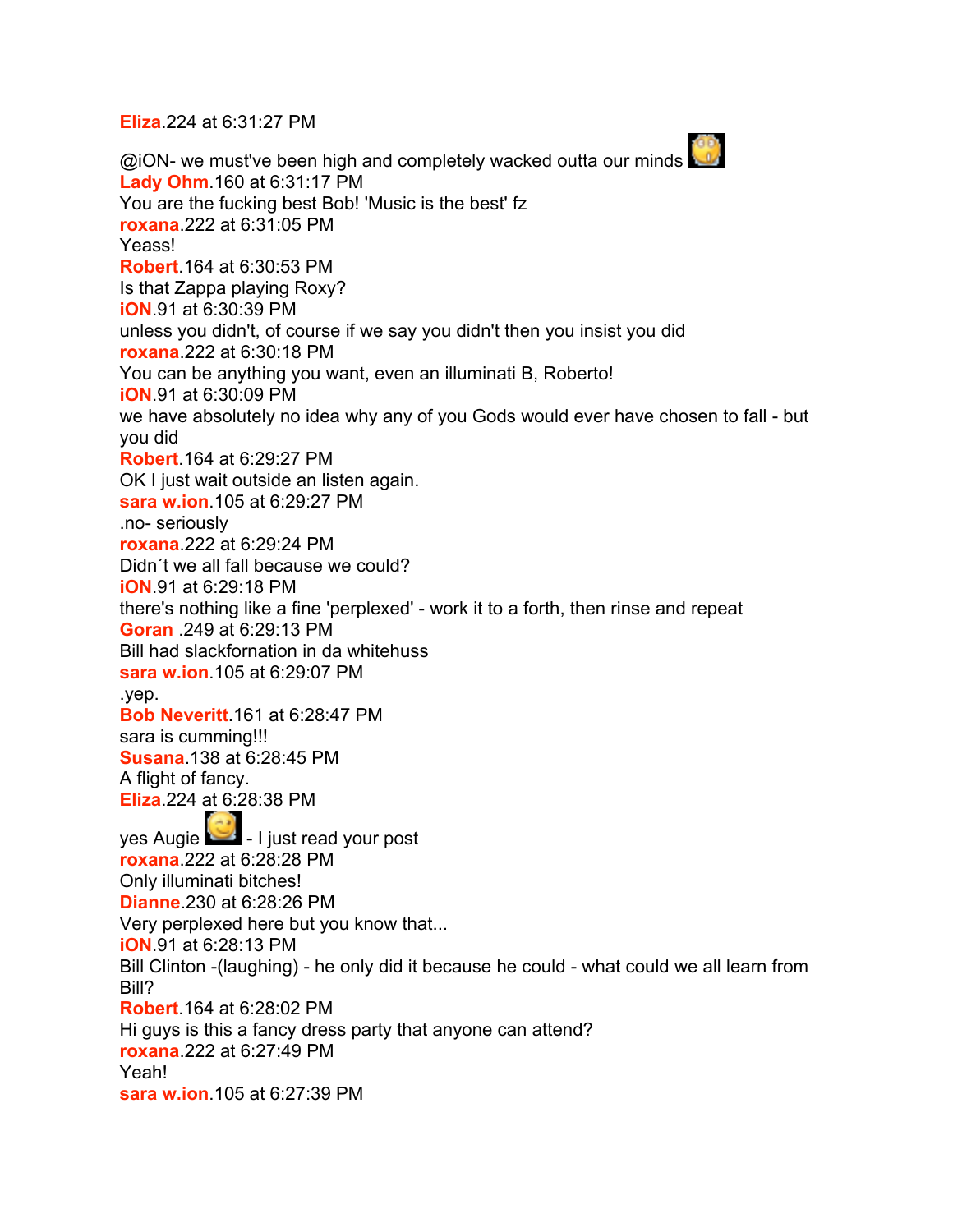**Eliza**.224 at 6:31:27 PM

@iON- we must've been high and completely wacked outta our minds

**Lady Ohm**.160 at 6:31:17 PM

You are the fucking best Bob! 'Music is the best' fz

**roxana**.222 at 6:31:05 PM

Yeass!

**Robert**.164 at 6:30:53 PM

Is that Zappa playing Roxy?

**iON**.91 at 6:30:39 PM

unless you didn't, of course if we say you didn't then you insist you did

**roxana**.222 at 6:30:18 PM

You can be anything you want, even an illuminati B, Roberto!

**iON**.91 at 6:30:09 PM

we have absolutely no idea why any of you Gods would ever have chosen to fall - but you did

**Robert**.164 at 6:29:27 PM

OK I just wait outside an listen again.

**sara w.ion**.105 at 6:29:27 PM

.no- seriously

**roxana**.222 at 6:29:24 PM

Didn´t we all fall because we could?

**iON**.91 at 6:29:18 PM

there's nothing like a fine 'perplexed' - work it to a forth, then rinse and repeat

**Goran** .249 at 6:29:13 PM

Bill had slackfornation in da whitehuss

**sara w.ion**.105 at 6:29:07 PM

.yep.

**Bob Neveritt**.161 at 6:28:47 PM

sara is cumming!!!

**Susana**.138 at 6:28:45 PM

A flight of fancy.

**Eliza**.224 at 6:28:38 PM

yes Augie - I just read your post

**roxana**.222 at 6:28:28 PM

Only illuminati bitches!

**Dianne**.230 at 6:28:26 PM

Very perplexed here but you know that...

**iON**.91 at 6:28:13 PM

Bill Clinton -(laughing) - he only did it because he could - what could we all learn from Bill?

**Robert**.164 at 6:28:02 PM

Hi guys is this a fancy dress party that anyone can attend?

**roxana**.222 at 6:27:49 PM

Yeah!

**sara w.ion**.105 at 6:27:39 PM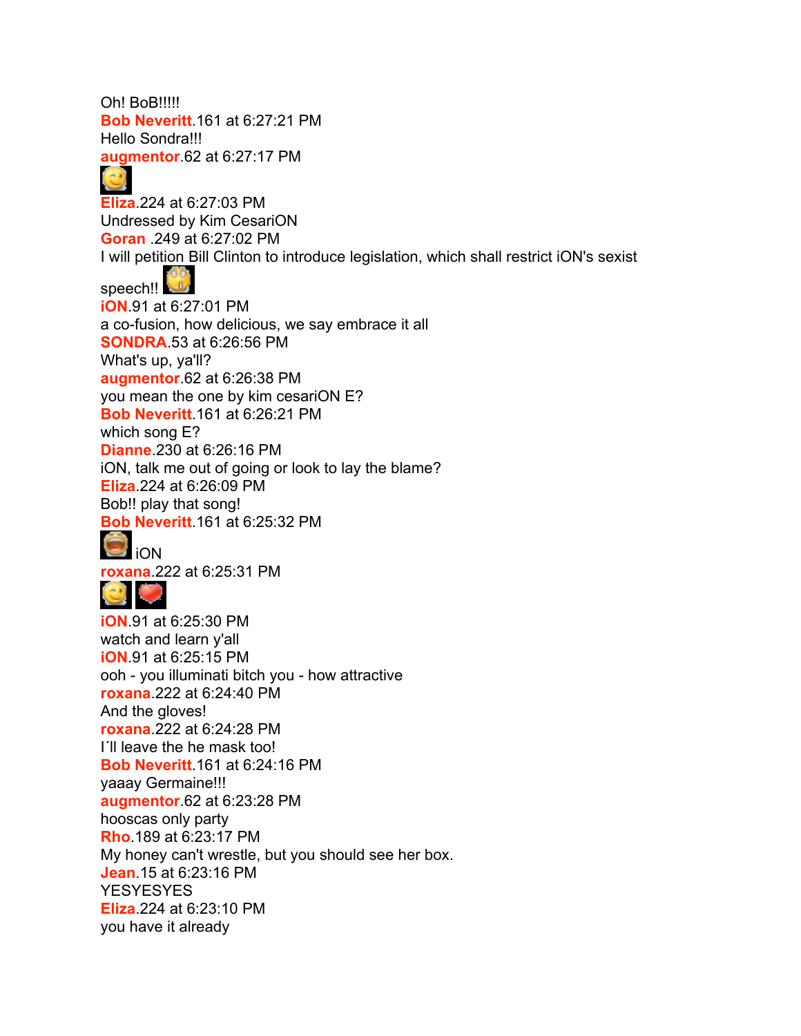Oh! BoB!!!!!

**Bob Neveritt**.161 at 6:27:21 PM

Hello Sondra!!!

**augmentor**.62 at 6:27:17 PM

**Eliza**.224 at 6:27:03 PM

Undressed by Kim CesariON

**Goran** .249 at 6:27:02 PM

I will petition Bill Clinton to introduce legislation, which shall restrict iON's sexist speech!!

**iON**.91 at 6:27:01 PM

a co-fusion, how delicious, we say embrace it all

**SONDRA**.53 at 6:26:56 PM

What's up, ya'll?

**augmentor**.62 at 6:26:38 PM

you mean the one by kim cesariON E?

**Bob Neveritt**.161 at 6:26:21 PM

which song E?

**Dianne**.230 at 6:26:16 PM

iON, talk me out of going or look to lay the blame?

**Eliza**.224 at 6:26:09 PM

Bob!! play that song!

**Bob Neveritt**.161 at 6:25:32 PM

iON

**roxana**.222 at 6:25:31 PM

**iON**.91 at 6:25:30 PM

watch and learn y'all

**iON**.91 at 6:25:15 PM

ooh - you illuminati bitch you - how attractive

**roxana**.222 at 6:24:40 PM

And the gloves!

**roxana**.222 at 6:24:28 PM

I´ll leave the he mask too!

**Bob Neveritt**.161 at 6:24:16 PM

yaaay Germaine!!!

**augmentor**.62 at 6:23:28 PM

hooscas only party

**Rho**.189 at 6:23:17 PM

My honey can't wrestle, but you should see her box.

**Jean**.15 at 6:23:16 PM

YESYESYES

**Eliza**.224 at 6:23:10 PM

you have it already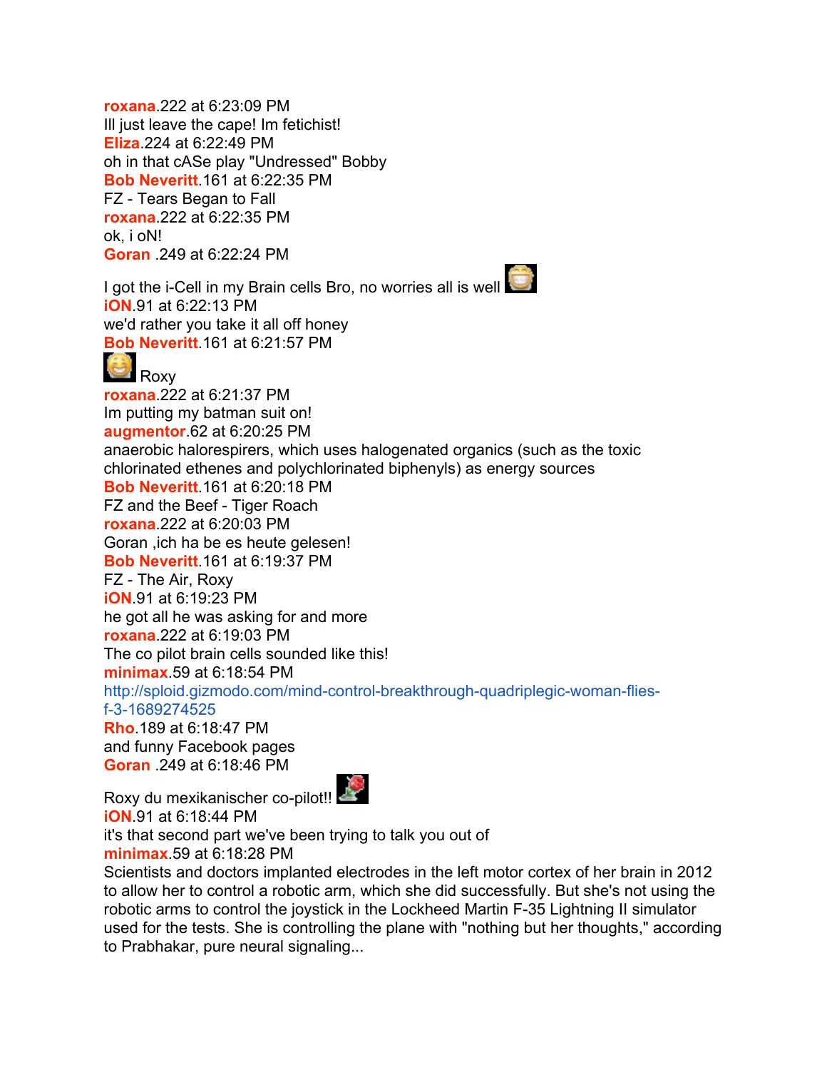**roxana**.222 at 6:23:09 PM
Ill just leave the cape! Im fetichist!
**Eliza**.224 at 6:22:49 PM
oh in that cASe play "Undressed" Bobby
**Bob Neveritt**.161 at 6:22:35 PM
FZ - Tears Began to Fall
**roxana**.222 at 6:22:35 PM
ok, i oN!
**Goran** .249 at 6:22:24 PM

I got the i-Cell in my Brain cells Bro, no worries all is well
**iON**.91 at 6:22:13 PM
we'd rather you take it all off honey
**Bob Neveritt**.161 at 6:21:57 PM
Roxy
**roxana**.222 at 6:21:37 PM
Im putting my batman suit on!
**augmentor**.62 at 6:20:25 PM
anaerobic halorespirers, which uses halogenated organics (such as the toxic chlorinated ethenes and polychlorinated biphenyls) as energy sources
**Bob Neveritt**.161 at 6:20:18 PM
FZ and the Beef - Tiger Roach
**roxana**.222 at 6:20:03 PM
Goran ,ich ha be es heute gelesen!
**Bob Neveritt**.161 at 6:19:37 PM
FZ - The Air, Roxy
**iON**.91 at 6:19:23 PM
he got all he was asking for and more
**roxana**.222 at 6:19:03 PM
The co pilot brain cells sounded like this!
**minimax**.59 at 6:18:54 PM
http://sploid.gizmodo.com/mind-control-breakthrough-quadriplegic-woman-flies-f-3-1689274525
**Rho**.189 at 6:18:47 PM
and funny Facebook pages
**Goran** .249 at 6:18:46 PM

Roxy du mexikanischer co-pilot!!
**iON**.91 at 6:18:44 PM
it's that second part we've been trying to talk you out of
**minimax**.59 at 6:18:28 PM
Scientists and doctors implanted electrodes in the left motor cortex of her brain in 2012 to allow her to control a robotic arm, which she did successfully. But she's not using the robotic arms to control the joystick in the Lockheed Martin F-35 Lightning II simulator used for the tests. She is controlling the plane with "nothing but her thoughts," according to Prabhakar, pure neural signaling...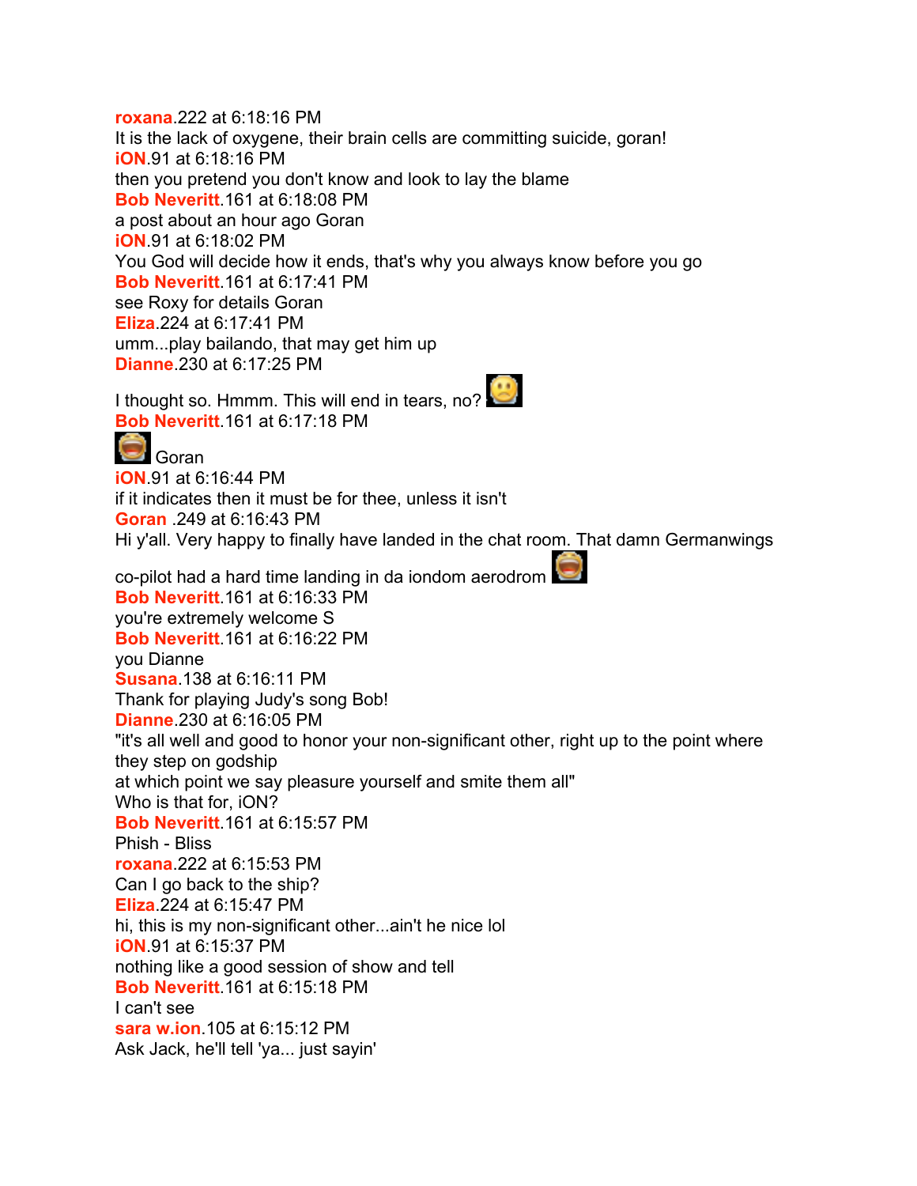**roxana**.222 at 6:18:16 PM
It is the lack of oxygene, their brain cells are committing suicide, goran!
**iON**.91 at 6:18:16 PM
then you pretend you don't know and look to lay the blame
**Bob Neveritt**.161 at 6:18:08 PM
a post about an hour ago Goran
**iON**.91 at 6:18:02 PM
You God will decide how it ends, that's why you always know before you go
**Bob Neveritt**.161 at 6:17:41 PM
see Roxy for details Goran
**Eliza**.224 at 6:17:41 PM
umm...play bailando, that may get him up
**Dianne**.230 at 6:17:25 PM
I thought so. Hmmm. This will end in tears, no?
**Bob Neveritt**.161 at 6:17:18 PM
Goran
**iON**.91 at 6:16:44 PM
if it indicates then it must be for thee, unless it isn't
**Goran** .249 at 6:16:43 PM
Hi y'all. Very happy to finally have landed in the chat room. That damn Germanwings co-pilot had a hard time landing in da iondom aerodrom
**Bob Neveritt**.161 at 6:16:33 PM
you're extremely welcome S
**Bob Neveritt**.161 at 6:16:22 PM
you Dianne
**Susana**.138 at 6:16:11 PM
Thank for playing Judy's song Bob!
**Dianne**.230 at 6:16:05 PM
"it's all well and good to honor your non-significant other, right up to the point where they step on godship
at which point we say pleasure yourself and smite them all"
Who is that for, iON?
**Bob Neveritt**.161 at 6:15:57 PM
Phish - Bliss
**roxana**.222 at 6:15:53 PM
Can I go back to the ship?
**Eliza**.224 at 6:15:47 PM
hi, this is my non-significant other...ain't he nice lol
**iON**.91 at 6:15:37 PM
nothing like a good session of show and tell
**Bob Neveritt**.161 at 6:15:18 PM
I can't see
**sara w.ion**.105 at 6:15:12 PM
Ask Jack, he'll tell 'ya... just sayin'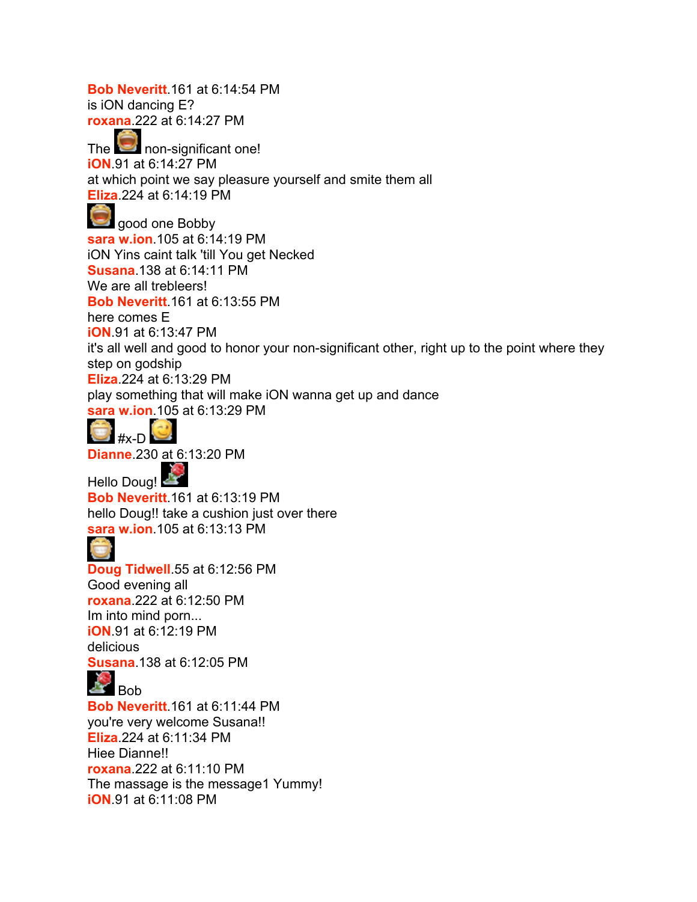**Bob Neveritt**.161 at 6:14:54 PM
is iON dancing E?
**roxana**.222 at 6:14:27 PM
The non-significant one!
**iON**.91 at 6:14:27 PM
at which point we say pleasure yourself and smite them all
**Eliza**.224 at 6:14:19 PM
good one Bobby
**sara w.ion**.105 at 6:14:19 PM
iON Yins caint talk 'till You get Necked
**Susana**.138 at 6:14:11 PM
We are all trebleers!
**Bob Neveritt**.161 at 6:13:55 PM
here comes E
**iON**.91 at 6:13:47 PM
it's all well and good to honor your non-significant other, right up to the point where they step on godship
**Eliza**.224 at 6:13:29 PM
play something that will make iON wanna get up and dance
**sara w.ion**.105 at 6:13:29 PM
#x-D
**Dianne**.230 at 6:13:20 PM
Hello Doug!
**Bob Neveritt**.161 at 6:13:19 PM
hello Doug!! take a cushion just over there
**sara w.ion**.105 at 6:13:13 PM
**Doug Tidwell**.55 at 6:12:56 PM
Good evening all
**roxana**.222 at 6:12:50 PM
Im into mind porn...
**iON**.91 at 6:12:19 PM
delicious
**Susana**.138 at 6:12:05 PM
Bob
**Bob Neveritt**.161 at 6:11:44 PM
you're very welcome Susana!!
**Eliza**.224 at 6:11:34 PM
Hiee Dianne!!
**roxana**.222 at 6:11:10 PM
The massage is the message1 Yummy!
**iON**.91 at 6:11:08 PM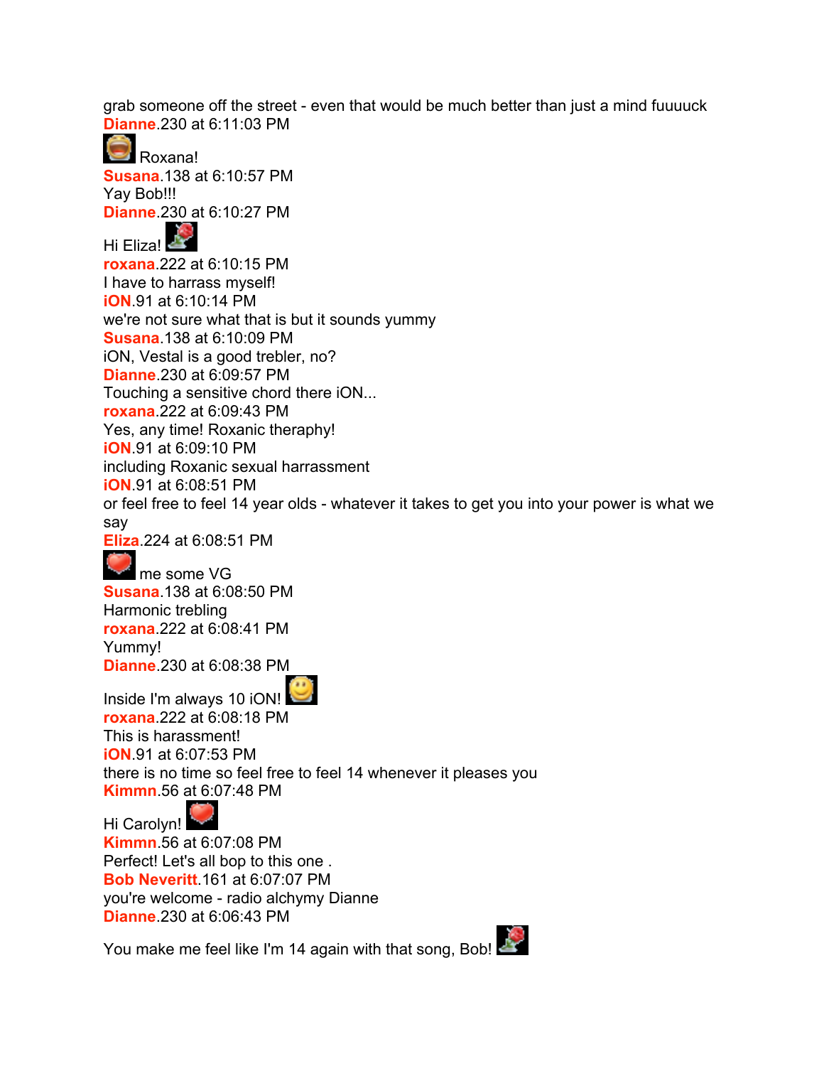grab someone off the street - even that would be much better than just a mind fuuuuck

**Dianne**.230 at 6:11:03 PM

Roxana!

**Susana**.138 at 6:10:57 PM

Yay Bob!!!

**Dianne**.230 at 6:10:27 PM

Hi Eliza!

**roxana**.222 at 6:10:15 PM

I have to harrass myself!

**iON**.91 at 6:10:14 PM

we're not sure what that is but it sounds yummy

**Susana**.138 at 6:10:09 PM

iON, Vestal is a good trebler, no?

**Dianne**.230 at 6:09:57 PM

Touching a sensitive chord there iON...

**roxana**.222 at 6:09:43 PM

Yes, any time! Roxanic theraphy!

**iON**.91 at 6:09:10 PM

including Roxanic sexual harrassment

**iON**.91 at 6:08:51 PM

or feel free to feel 14 year olds - whatever it takes to get you into your power is what we say

**Eliza**.224 at 6:08:51 PM

me some VG

**Susana**.138 at 6:08:50 PM

Harmonic trebling

**roxana**.222 at 6:08:41 PM

Yummy!

**Dianne**.230 at 6:08:38 PM

Inside I'm always 10 iON!

**roxana**.222 at 6:08:18 PM

This is harassment!

**iON**.91 at 6:07:53 PM

there is no time so feel free to feel 14 whenever it pleases you

**Kimmn**.56 at 6:07:48 PM

Hi Carolyn!

**Kimmn**.56 at 6:07:08 PM

Perfect! Let's all bop to this one .

**Bob Neveritt**.161 at 6:07:07 PM

you're welcome - radio alchymy Dianne

**Dianne**.230 at 6:06:43 PM

You make me feel like I'm 14 again with that song, Bob!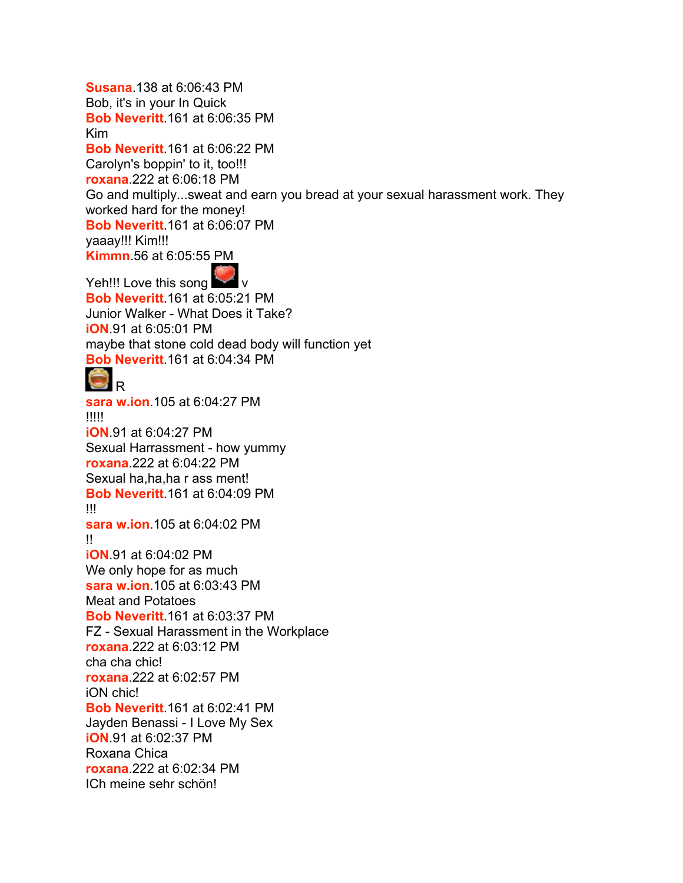**Susana**.138 at 6:06:43 PM
Bob, it's in your In Quick
**Bob Neveritt**.161 at 6:06:35 PM
Kim
**Bob Neveritt**.161 at 6:06:22 PM
Carolyn's boppin' to it, too!!!
**roxana**.222 at 6:06:18 PM
Go and multiply...sweat and earn you bread at your sexual harassment work. They worked hard for the money!
**Bob Neveritt**.161 at 6:06:07 PM
yaaay!!! Kim!!!
**Kimmn**.56 at 6:05:55 PM
Yeh!!! Love this song v
**Bob Neveritt**.161 at 6:05:21 PM
Junior Walker - What Does it Take?
**iON**.91 at 6:05:01 PM
maybe that stone cold dead body will function yet
**Bob Neveritt**.161 at 6:04:34 PM
R
**sara w.ion**.105 at 6:04:27 PM
!!!!!
**iON**.91 at 6:04:27 PM
Sexual Harrassment - how yummy
**roxana**.222 at 6:04:22 PM
Sexual ha,ha,ha r ass ment!
**Bob Neveritt**.161 at 6:04:09 PM
!!!
**sara w.ion**.105 at 6:04:02 PM
!!
**iON**.91 at 6:04:02 PM
We only hope for as much
**sara w.ion**.105 at 6:03:43 PM
Meat and Potatoes
**Bob Neveritt**.161 at 6:03:37 PM
FZ - Sexual Harassment in the Workplace
**roxana**.222 at 6:03:12 PM
cha cha chic!
**roxana**.222 at 6:02:57 PM
iON chic!
**Bob Neveritt**.161 at 6:02:41 PM
Jayden Benassi - I Love My Sex
**iON**.91 at 6:02:37 PM
Roxana Chica
**roxana**.222 at 6:02:34 PM
ICh meine sehr schön!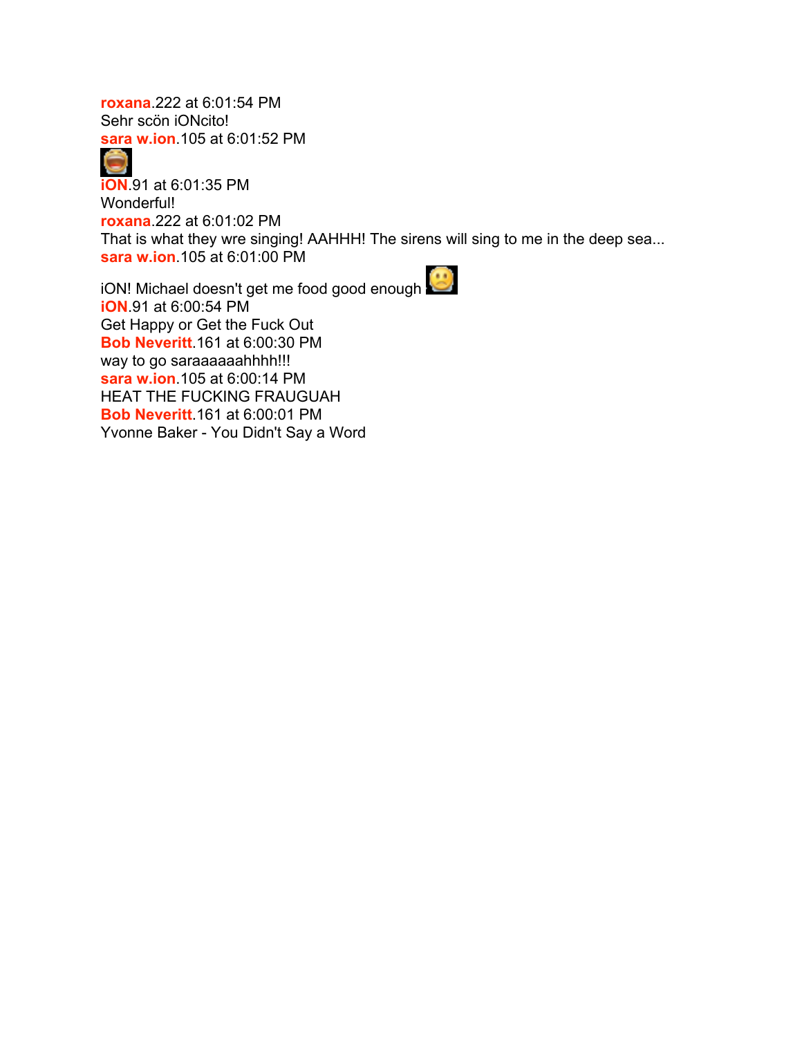**roxana**.222 at 6:01:54 PM
Sehr scön iONcito!
**sara w.ion**.105 at 6:01:52 PM

**iON**.91 at 6:01:35 PM
Wonderful!
**roxana**.222 at 6:01:02 PM
That is what they wre singing! AAHHH! The sirens will sing to me in the deep sea...
**sara w.ion**.105 at 6:01:00 PM
iON! Michael doesn't get me food good enough
**iON**.91 at 6:00:54 PM
Get Happy or Get the Fuck Out
**Bob Neveritt**.161 at 6:00:30 PM
way to go saraaaaaahhhh!!!
**sara w.ion**.105 at 6:00:14 PM
HEAT THE FUCKING FRAUGUAH
**Bob Neveritt**.161 at 6:00:01 PM
Yvonne Baker - You Didn't Say a Word